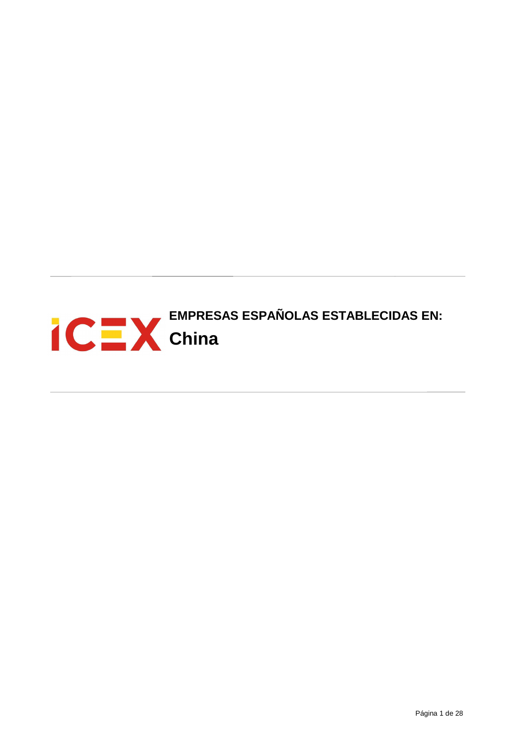ICEX

# EMPRESAS ESPAÑOLAS ESTABLECIDAS EN:

# China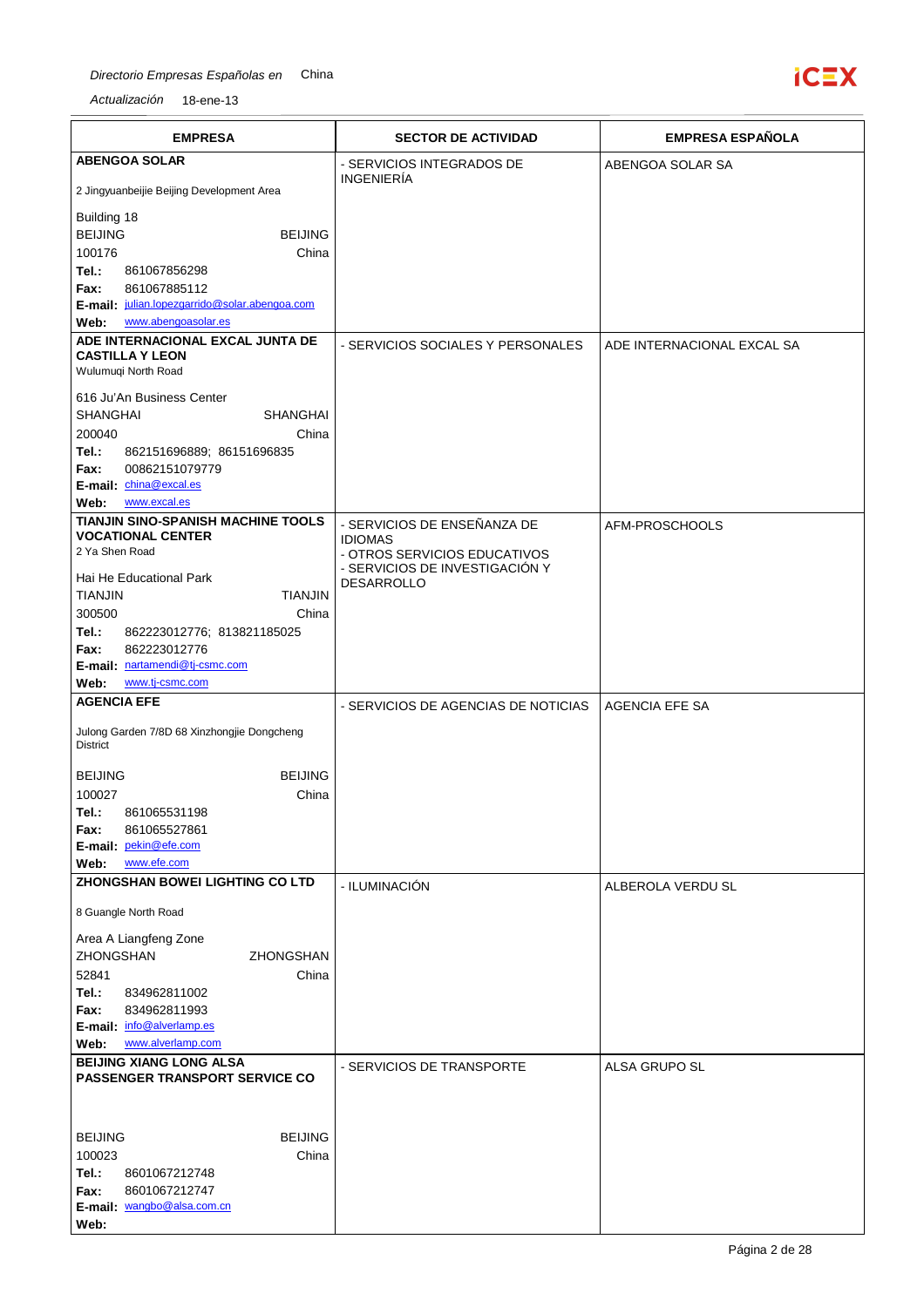*Directorio Empresas Españolas en* China

*Actualización* 18-ene-13

| EMPRESA | SECTOR DE ACTIVIDAD | EMPRESA ESPAÑOLA |
|---|---|---|
| **ABENGOA SOLAR**<br>2 Jingyuanbeijie Beijing Development Area<br>Building 18<br>BEIJING BEIJING<br>100176 China<br>**Tel.:** 861067856298<br>**Fax:** 861067885112<br>**E-mail:** julian.lopezgarrido@solar.abengoa.com<br>**Web:** www.abengoasolar.es | - SERVICIOS INTEGRADOS DE INGENIERÍA | ABENGOA SOLAR SA |
| **ADE INTERNACIONAL EXCAL JUNTA DE CASTILLA Y LEON**<br>Wulumuqi North Road<br>616 Ju'An Business Center<br>SHANGHAI SHANGHAI<br>200040 China<br>**Tel.:** 862151696889; 86151696835<br>**Fax:** 00862151079779<br>**E-mail:** china@excal.es<br>**Web:** www.excal.es | - SERVICIOS SOCIALES Y PERSONALES | ADE INTERNACIONAL EXCAL SA |
| **TIANJIN SINO-SPANISH MACHINE TOOLS VOCATIONAL CENTER**<br>2 Ya Shen Road<br>Hai He Educational Park<br>TIANJIN TIANJIN<br>300500 China<br>**Tel.:** 862223012776; 813821185025<br>**Fax:** 862223012776<br>**E-mail:** nartamendi@tj-csmc.com<br>**Web:** www.tj-csmc.com | - SERVICIOS DE ENSEÑANZA DE IDIOMAS<br>- OTROS SERVICIOS EDUCATIVOS<br>- SERVICIOS DE INVESTIGACIÓN Y DESARROLLO | AFM-PROSCHOOLS |
| **AGENCIA EFE**<br>Julong Garden 7/8D 68 Xinzhongjie Dongcheng District<br>BEIJING BEIJING<br>100027 China<br>**Tel.:** 861065531198<br>**Fax:** 861065527861<br>**E-mail:** pekin@efe.com<br>**Web:** www.efe.com | - SERVICIOS DE AGENCIAS DE NOTICIAS | AGENCIA EFE SA |
| **ZHONGSHAN BOWEI LIGHTING CO LTD**<br>8 Guangle North Road<br>Area A Liangfeng Zone<br>ZHONGSHAN ZHONGSHAN<br>52841 China<br>**Tel.:** 834962811002<br>**Fax:** 834962811993<br>**E-mail:** info@alverlamp.es<br>**Web:** www.alverlamp.com | - ILUMINACIÓN | ALBEROLA VERDU SL |
| **BEIJING XIANG LONG ALSA PASSENGER TRANSPORT SERVICE CO**<br>BEIJING BEIJING<br>100023 China<br>**Tel.:** 8601067212748<br>**Fax:** 8601067212747<br>**E-mail:** wangbo@alsa.com.cn<br>**Web:** | - SERVICIOS DE TRANSPORTE | ALSA GRUPO SL |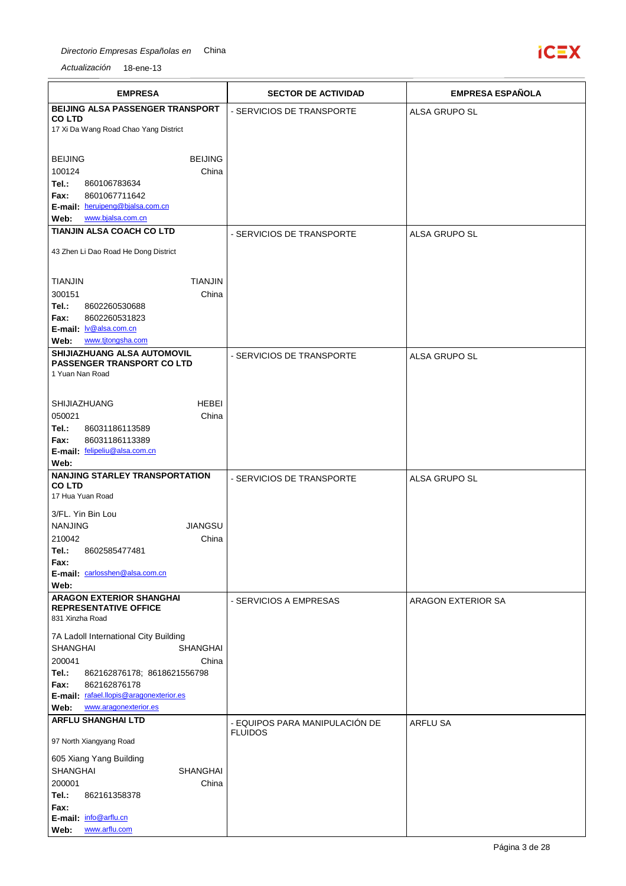*Directorio Empresas Españolas en* China

*Actualización* 18-ene-13

| EMPRESA | SECTOR DE ACTIVIDAD | EMPRESA ESPAÑOLA |
|---|---|---|
| **BEIJING ALSA PASSENGER TRANSPORT CO LTD**<br>17 Xi Da Wang Road Chao Yang District<br><br>BEIJING BEIJING<br>100124 China<br>**Tel.:** 860106783634<br>**Fax:** 8601067711642<br>**E-mail:** heruipeng@bjalsa.com.cn<br>**Web:** www.bjalsa.com.cn | - SERVICIOS DE TRANSPORTE | ALSA GRUPO SL |
| **TIANJIN ALSA COACH CO LTD**<br>43 Zhen Li Dao Road He Dong District<br><br>TIANJIN TIANJIN<br>300151 China<br>**Tel.:** 8602260530688<br>**Fax:** 8602260531823<br>**E-mail:** lv@alsa.com.cn<br>**Web:** www.tjtongsha.com | - SERVICIOS DE TRANSPORTE | ALSA GRUPO SL |
| **SHIJIAZHUANG ALSA AUTOMOVIL PASSENGER TRANSPORT CO LTD**<br>1 Yuan Nan Road<br><br>SHIJIAZHUANG HEBEI<br>050021 China<br>**Tel.:** 86031186113589<br>**Fax:** 86031186113389<br>**E-mail:** felipeliu@alsa.com.cn<br>**Web:** | - SERVICIOS DE TRANSPORTE | ALSA GRUPO SL |
| **NANJING STARLEY TRANSPORTATION CO LTD**<br>17 Hua Yuan Road<br>3/FL. Yin Bin Lou<br>NANJING JIANGSU<br>210042 China<br>**Tel.:** 8602585477481<br>**Fax:**<br>**E-mail:** carlosshen@alsa.com.cn<br>**Web:** | - SERVICIOS DE TRANSPORTE | ALSA GRUPO SL |
| **ARAGON EXTERIOR SHANGHAI REPRESENTATIVE OFFICE**<br>831 Xinzha Road<br>7A Ladoll International City Building<br>SHANGHAI SHANGHAI<br>200041 China<br>**Tel.:** 862162876178; 8618621556798<br>**Fax:** 862162876178<br>**E-mail:** rafael.llopis@aragonexterior.es<br>**Web:** www.aragonexterior.es | - SERVICIOS A EMPRESAS | ARAGON EXTERIOR SA |
| **ARFLU SHANGHAI LTD**<br>97 North Xiangyang Road<br>605 Xiang Yang Building<br>SHANGHAI SHANGHAI<br>200001 China<br>**Tel.:** 862161358378<br>**Fax:**<br>**E-mail:** info@arflu.cn<br>**Web:** www.arflu.com | - EQUIPOS PARA MANIPULACIÓN DE FLUIDOS | ARFLU SA |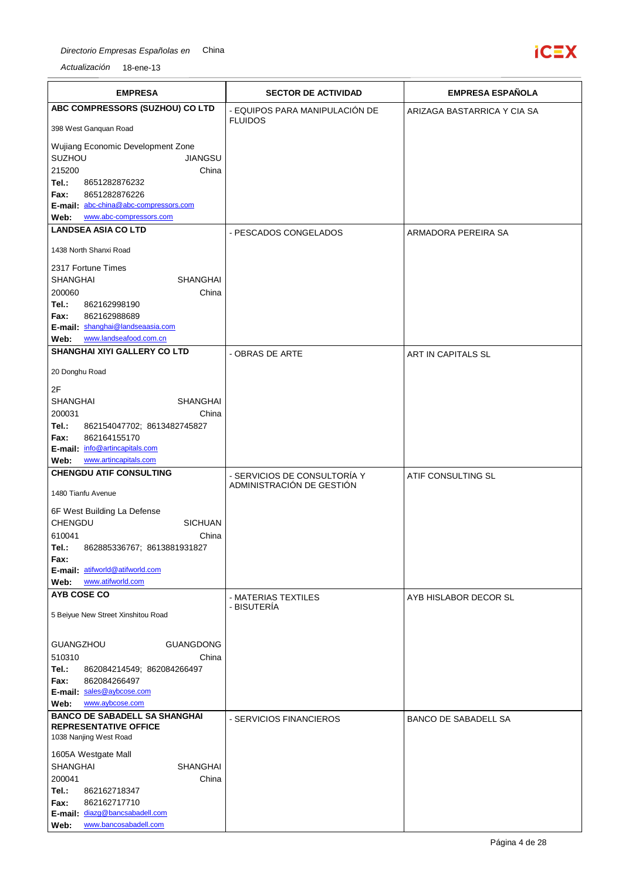Directorio Empresas Españolas en China

Actualización 18-ene-13

| EMPRESA | SECTOR DE ACTIVIDAD | EMPRESA ESPAÑOLA |
|---|---|---|
| **ABC COMPRESSORS (SUZHOU) CO LTD**<br>398 West Ganquan Road<br>Wujiang Economic Development Zone<br>SUZHOU JIANGSU<br>215200 China<br>**Tel.:** 8651282876232<br>**Fax:** 8651282876226<br>**E-mail:** abc-china@abc-compressors.com<br>**Web:** www.abc-compressors.com | - EQUIPOS PARA MANIPULACIÓN DE FLUIDOS | ARIZAGA BASTARRICA Y CIA SA |
| **LANDSEA ASIA CO LTD**<br>1438 North Shanxi Road<br>2317 Fortune Times<br>SHANGHAI SHANGHAI<br>200060 China<br>**Tel.:** 862162998190<br>**Fax:** 862162988689<br>**E-mail:** shanghai@landseaasia.com<br>**Web:** www.landseafood.com.cn | - PESCADOS CONGELADOS | ARMADORA PEREIRA SA |
| **SHANGHAI XIYI GALLERY CO LTD**<br>20 Donghu Road<br>2F<br>SHANGHAI SHANGHAI<br>200031 China<br>**Tel.:** 862154047702; 8613482745827<br>**Fax:** 862164155170<br>**E-mail:** info@artincapitals.com<br>**Web:** www.artincapitals.com | - OBRAS DE ARTE | ART IN CAPITALS SL |
| **CHENGDU ATIF CONSULTING**<br>1480 Tianfu Avenue<br>6F West Building La Defense<br>CHENGDU SICHUAN<br>610041 China<br>**Tel.:** 862885336767; 8613881931827<br>**Fax:**<br>**E-mail:** atifworld@atifworld.com<br>**Web:** www.atifworld.com | - SERVICIOS DE CONSULTORÍA Y ADMINISTRACIÓN DE GESTIÓN | ATIF CONSULTING SL |
| **AYB COSE CO**<br>5 Beiyue New Street Xinshitou Road<br>GUANGZHOU GUANGDONG<br>510310 China<br>**Tel.:** 862084214549; 862084266497<br>**Fax:** 862084266497<br>**E-mail:** sales@aybcose.com<br>**Web:** www.aybcose.com | - MATERIAS TEXTILES<br>- BISUTERÍA | AYB HISLABOR DECOR SL |
| **BANCO DE SABADELL SA SHANGHAI REPRESENTATIVE OFFICE**<br>1038 Nanjing West Road<br>1605A Westgate Mall<br>SHANGHAI SHANGHAI<br>200041 China<br>**Tel.:** 862162718347<br>**Fax:** 862162717710<br>**E-mail:** diazg@bancsabadell.com<br>**Web:** www.bancosabadell.com | - SERVICIOS FINANCIEROS | BANCO DE SABADELL SA |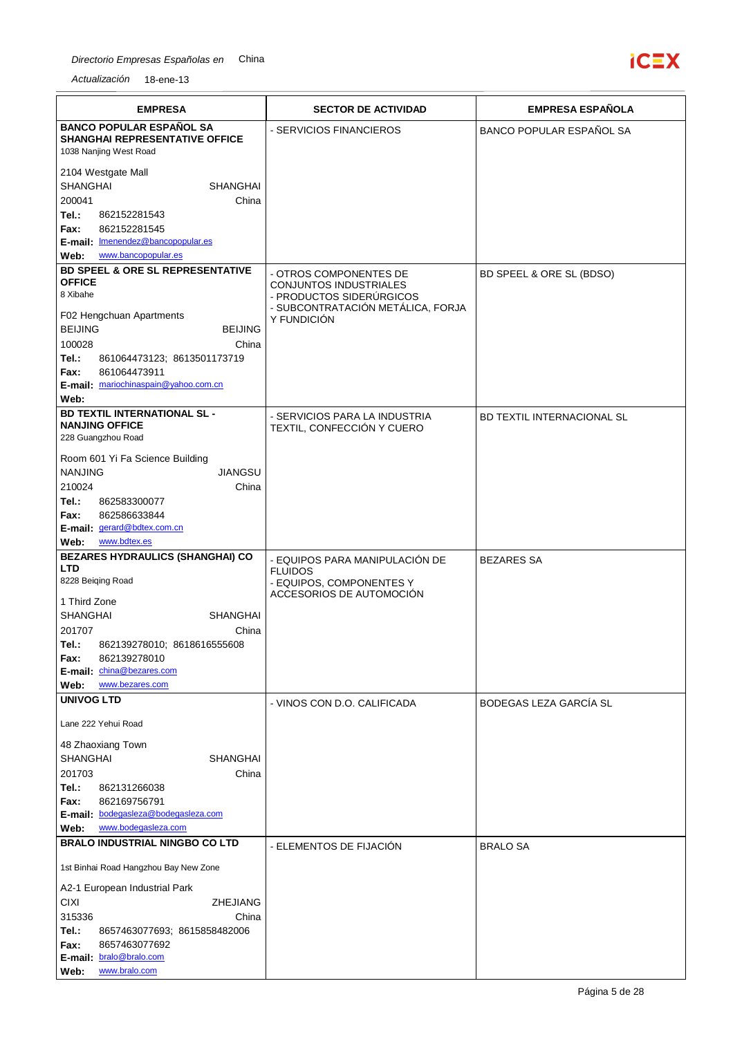*Directorio Empresas Españolas en* China

*Actualización* 18-ene-13

| EMPRESA | SECTOR DE ACTIVIDAD | EMPRESA ESPAÑOLA |
|---|---|---|
| **BANCO POPULAR ESPAÑOL SA SHANGHAI REPRESENTATIVE OFFICE**<br>1038 Nanjing West Road<br>2104 Westgate Mall<br>SHANGHAI SHANGHAI<br>200041 China<br>**Tel.:** 862152281543<br>**Fax:** 862152281545<br>**E-mail:** lmenendez@bancopopular.es<br>**Web:** www.bancopopular.es | - SERVICIOS FINANCIEROS | BANCO POPULAR ESPAÑOL SA |
| **BD SPEEL & ORE SL REPRESENTATIVE OFFICE**<br>8 Xibahe<br>F02 Hengchuan Apartments<br>BEIJING BEIJING<br>100028 China<br>**Tel.:** 861064473123; 8613501173719<br>**Fax:** 861064473911<br>**E-mail:** mariochinaspain@yahoo.com.cn<br>**Web:** | - OTROS COMPONENTES DE CONJUNTOS INDUSTRIALES<br>- PRODUCTOS SIDERÚRGICOS<br>- SUBCONTRATACIÓN METÁLICA, FORJA Y FUNDICIÓN | BD SPEEL & ORE SL (BDSO) |
| **BD TEXTIL INTERNATIONAL SL - NANJING OFFICE**<br>228 Guangzhou Road<br>Room 601 Yi Fa Science Building<br>NANJING JIANGSU<br>210024 China<br>**Tel.:** 862583300077<br>**Fax:** 862586633844<br>**E-mail:** gerard@bdtex.com.cn<br>**Web:** www.bdtex.es | - SERVICIOS PARA LA INDUSTRIA TEXTIL, CONFECCIÓN Y CUERO | BD TEXTIL INTERNACIONAL SL |
| **BEZARES HYDRAULICS (SHANGHAI) CO LTD**<br>8228 Beiqing Road<br>1 Third Zone<br>SHANGHAI SHANGHAI<br>201707 China<br>**Tel.:** 862139278010; 8618616555608<br>**Fax:** 862139278010<br>**E-mail:** china@bezares.com<br>**Web:** www.bezares.com | - EQUIPOS PARA MANIPULACIÓN DE FLUIDOS<br>- EQUIPOS, COMPONENTES Y ACCESORIOS DE AUTOMOCIÓN | BEZARES SA |
| **UNIVOG LTD**<br>Lane 222 Yehui Road<br>48 Zhaoxiang Town<br>SHANGHAI SHANGHAI<br>201703 China<br>**Tel.:** 862131266038<br>**Fax:** 862169756791<br>**E-mail:** bodegasleza@bodegasleza.com<br>**Web:** www.bodegasleza.com | - VINOS CON D.O. CALIFICADA | BODEGAS LEZA GARCÍA SL |
| **BRALO INDUSTRIAL NINGBO CO LTD**<br>1st Binhai Road Hangzhou Bay New Zone<br>A2-1 European Industrial Park<br>CIXI ZHEJIANG<br>315336 China<br>**Tel.:** 8657463077693; 8615858482006<br>**Fax:** 8657463077692<br>**E-mail:** bralo@bralo.com<br>**Web:** www.bralo.com | - ELEMENTOS DE FIJACIÓN | BRALO SA |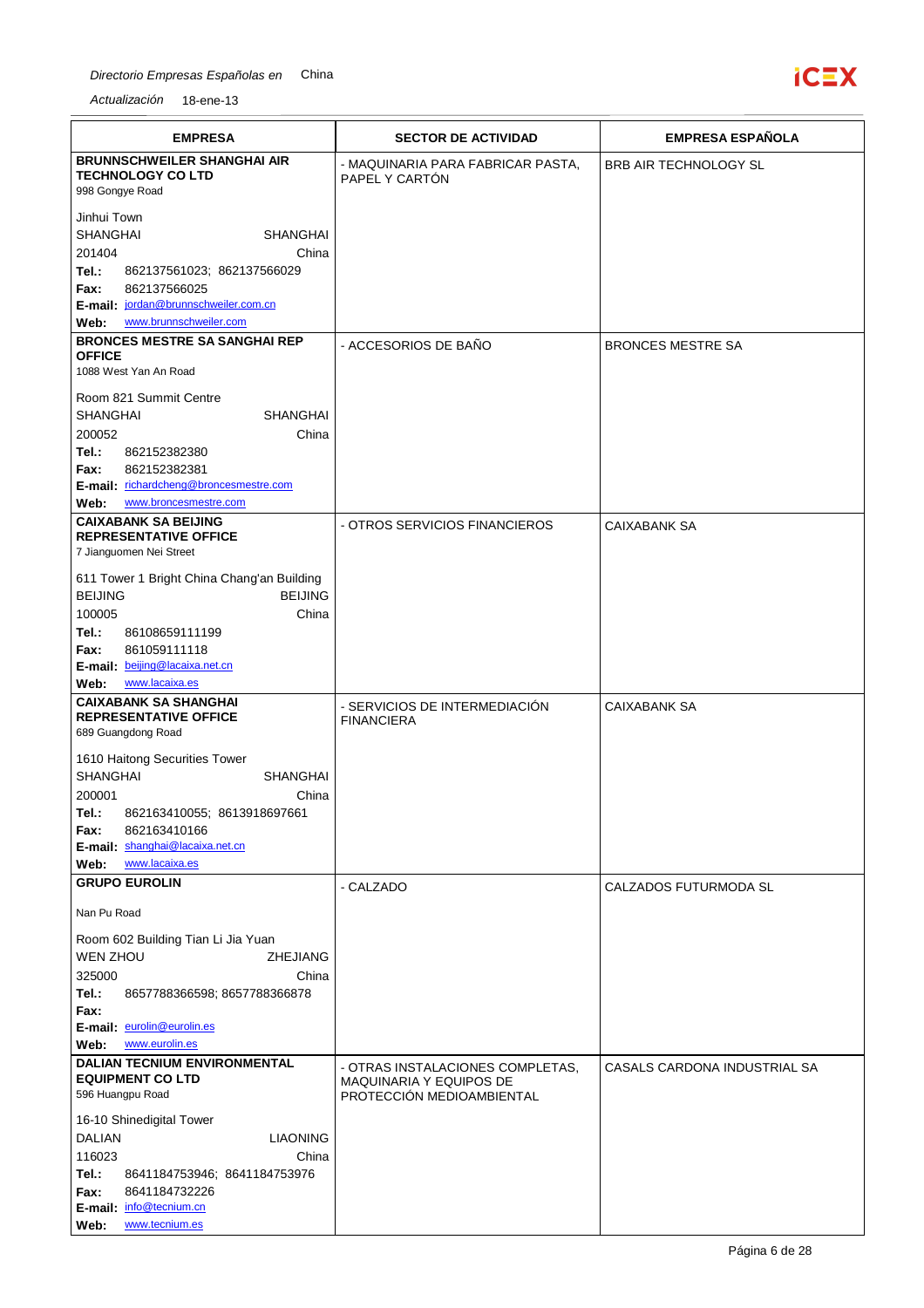| EMPRESA | SECTOR DE ACTIVIDAD | EMPRESA ESPAÑOLA |
|---|---|---|
| **BRUNNSCHWEILER SHANGHAI AIR TECHNOLOGY CO LTD**<br>998 Gongye Road<br><br>Jinhui Town<br>SHANGHAI SHANGHAI<br>201404 China<br>**Tel.:** 862137561023; 862137566029<br>**Fax:** 862137566025<br>**E-mail:** jordan@brunnschweiler.com.cn<br>**Web:** www.brunnschweiler.com | - MAQUINARIA PARA FABRICAR PASTA, PAPEL Y CARTÓN | BRB AIR TECHNOLOGY SL |
| **BRONCES MESTRE SA SANGHAI REP OFFICE**<br>1088 West Yan An Road<br><br>Room 821 Summit Centre<br>SHANGHAI SHANGHAI<br>200052 China<br>**Tel.:** 862152382380<br>**Fax:** 862152382381<br>**E-mail:** richardcheng@broncesmestre.com<br>**Web:** www.broncesmestre.com | - ACCESORIOS DE BAÑO | BRONCES MESTRE SA |
| **CAIXABANK SA BEIJING REPRESENTATIVE OFFICE**<br>7 Jianguomen Nei Street<br><br>611 Tower 1 Bright China Chang'an Building<br>BEIJING BEIJING<br>100005 China<br>**Tel.:** 86108659111199<br>**Fax:** 861059111118<br>**E-mail:** beijing@lacaixa.net.cn<br>**Web:** www.lacaixa.es | - OTROS SERVICIOS FINANCIEROS | CAIXABANK SA |
| **CAIXABANK SA SHANGHAI REPRESENTATIVE OFFICE**<br>689 Guangdong Road<br><br>1610 Haitong Securities Tower<br>SHANGHAI SHANGHAI<br>200001 China<br>**Tel.:** 862163410055; 8613918697661<br>**Fax:** 862163410166<br>**E-mail:** shanghai@lacaixa.net.cn<br>**Web:** www.lacaixa.es | - SERVICIOS DE INTERMEDIACIÓN FINANCIERA | CAIXABANK SA |
| **GRUPO EUROLIN**<br><br>Nan Pu Road<br><br>Room 602 Building Tian Li Jia Yuan<br>WEN ZHOU ZHEJIANG<br>325000 China<br>**Tel.:** 8657788366598; 8657788366878<br>**Fax:**<br>**E-mail:** eurolin@eurolin.es<br>**Web:** www.eurolin.es | - CALZADO | CALZADOS FUTURMODA SL |
| **DALIAN TECNIUM ENVIRONMENTAL EQUIPMENT CO LTD**<br>596 Huangpu Road<br><br>16-10 Shinedigital Tower<br>DALIAN LIAONING<br>116023 China<br>**Tel.:** 8641184753946; 8641184753976<br>**Fax:** 8641184732226<br>**E-mail:** info@tecnium.cn<br>**Web:** www.tecnium.es | - OTRAS INSTALACIONES COMPLETAS, MAQUINARIA Y EQUIPOS DE PROTECCIÓN MEDIOAMBIENTAL | CASALS CARDONA INDUSTRIAL SA |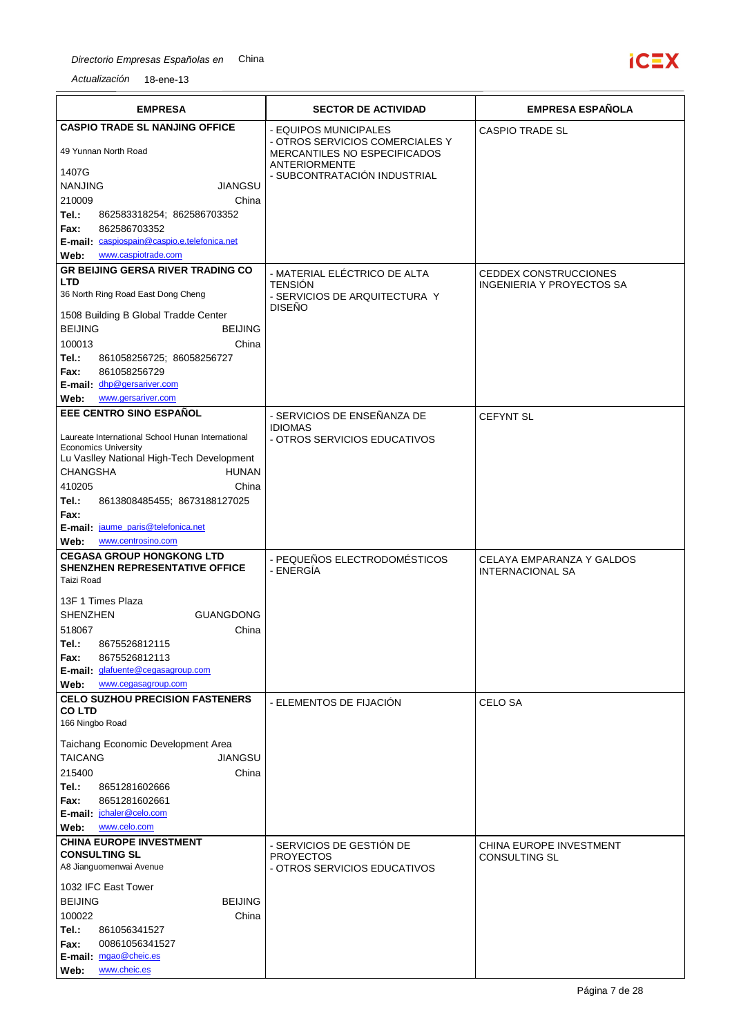| EMPRESA | SECTOR DE ACTIVIDAD | EMPRESA ESPAÑOLA |
|---|---|---|
| **CASPIO TRADE SL NANJING OFFICE**<br>49 Yunnan North Road<br>1407G<br>NANJING JIANGSU<br>210009 China<br>**Tel.:** 862583318254; 862586703352<br>**Fax:** 862586703352<br>**E-mail:** caspiospain@caspio.e.telefonica.net<br>**Web:** www.caspiotrade.com | - EQUIPOS MUNICIPALES<br>- OTROS SERVICIOS COMERCIALES Y MERCANTILES NO ESPECIFICADOS ANTERIORMENTE<br>- SUBCONTRATACIÓN INDUSTRIAL | CASPIO TRADE SL |
| **GR BEIJING GERSA RIVER TRADING CO LTD**<br>36 North Ring Road East Dong Cheng<br>1508 Building B Global Tradde Center<br>BEIJING BEIJING<br>100013 China<br>**Tel.:** 861058256725; 86058256727<br>**Fax:** 861058256729<br>**E-mail:** dhp@gersariver.com<br>**Web:** www.gersariver.com | - MATERIAL ELÉCTRICO DE ALTA TENSIÓN<br>- SERVICIOS DE ARQUITECTURA Y DISEÑO | CEDDEX CONSTRUCCIONES INGENIERIA Y PROYECTOS SA |
| **EEE CENTRO SINO ESPAÑOL**<br>Laureate International School Hunan International Economics University<br>Lu Vaslley National High-Tech Development<br>CHANGSHA HUNAN<br>410205 China<br>**Tel.:** 8613808485455; 8673188127025<br>**Fax:**<br>**E-mail:** jaume_paris@telefonica.net<br>**Web:** www.centrosino.com | - SERVICIOS DE ENSEÑANZA DE IDIOMAS<br>- OTROS SERVICIOS EDUCATIVOS | CEFYNT SL |
| **CEGASA GROUP HONGKONG LTD SHENZHEN REPRESENTATIVE OFFICE**<br>Taizi Road<br>13F 1 Times Plaza<br>SHENZHEN GUANGDONG<br>518067 China<br>**Tel.:** 8675526812115<br>**Fax:** 8675526812113<br>**E-mail:** glafuente@cegasagroup.com<br>**Web:** www.cegasagroup.com | - PEQUEÑOS ELECTRODOMÉSTICOS<br>- ENERGÍA | CELAYA EMPARANZA Y GALDOS INTERNACIONAL SA |
| **CELO SUZHOU PRECISION FASTENERS CO LTD**<br>166 Ningbo Road<br>Taichang Economic Development Area<br>TAICANG JIANGSU<br>215400 China<br>**Tel.:** 8651281602666<br>**Fax:** 8651281602661<br>**E-mail:** jchaler@celo.com<br>**Web:** www.celo.com | - ELEMENTOS DE FIJACIÓN | CELO SA |
| **CHINA EUROPE INVESTMENT CONSULTING SL**<br>A8 Jianguomenwai Avenue<br>1032 IFC East Tower<br>BEIJING BEIJING<br>100022 China<br>**Tel.:** 861056341527<br>**Fax:** 00861056341527<br>**E-mail:** mgao@cheic.es<br>**Web:** www.cheic.es | - SERVICIOS DE GESTIÓN DE PROYECTOS<br>- OTROS SERVICIOS EDUCATIVOS | CHINA EUROPE INVESTMENT CONSULTING SL |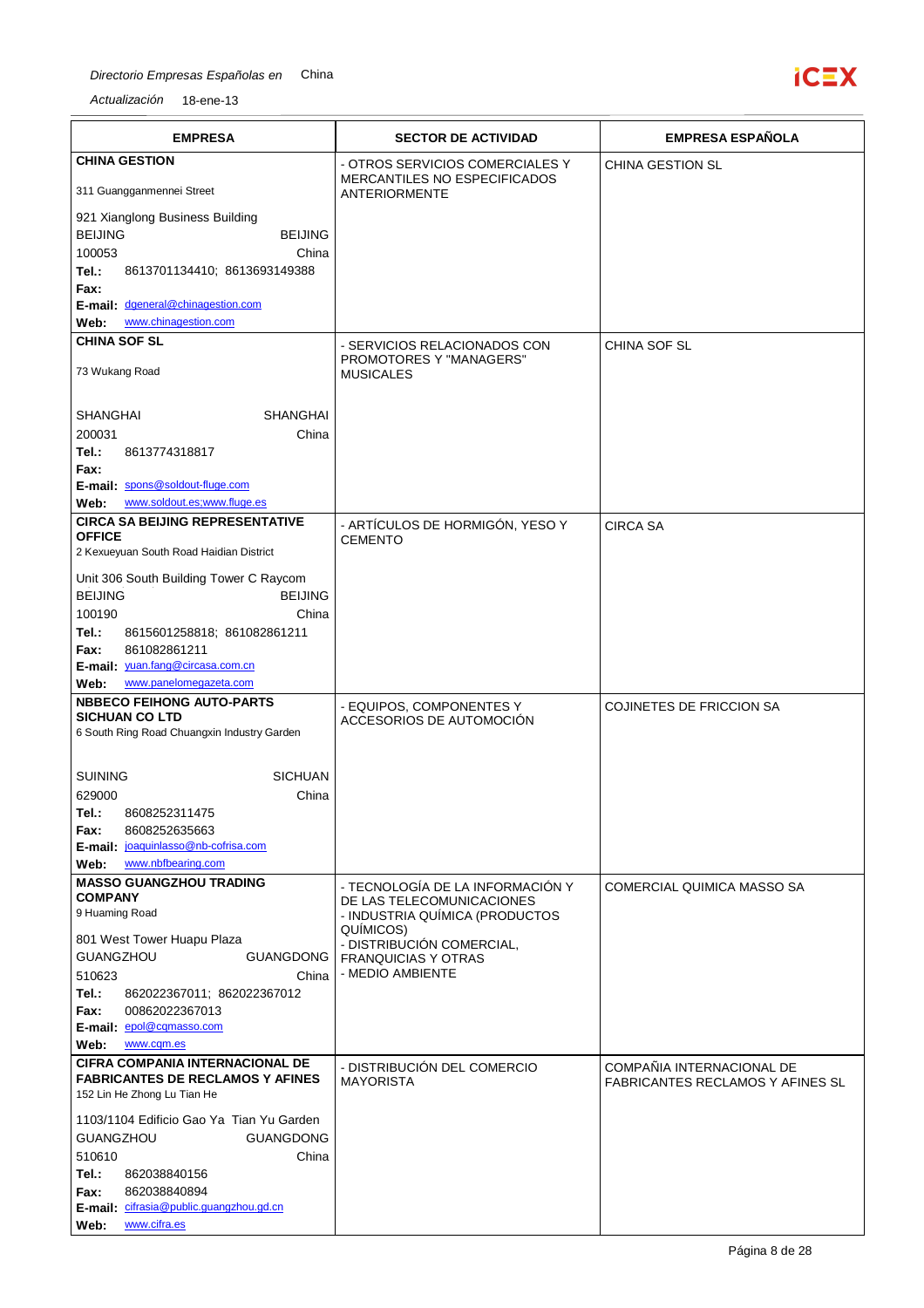| EMPRESA | SECTOR DE ACTIVIDAD | EMPRESA ESPAÑOLA |
|---|---|---|
| **CHINA GESTION**<br>311 Guangganmennei Street<br>921 Xianglong Business Building<br>BEIJING BEIJING<br>100053 China<br>**Tel.:** 8613701134410; 8613693149388<br>**Fax:**<br>**E-mail:** dgeneral@chinagestion.com<br>**Web:** www.chinagestion.com | - OTROS SERVICIOS COMERCIALES Y MERCANTILES NO ESPECIFICADOS ANTERIORMENTE | CHINA GESTION SL |
| **CHINA SOF SL**<br>73 Wukang Road<br>SHANGHAI SHANGHAI<br>200031 China<br>**Tel.:** 8613774318817<br>**Fax:**<br>**E-mail:** spons@soldout-fluge.com<br>**Web:** www.soldout.es;www.fluge.es | - SERVICIOS RELACIONADOS CON PROMOTORES Y "MANAGERS" MUSICALES | CHINA SOF SL |
| **CIRCA SA BEIJING REPRESENTATIVE OFFICE**<br>2 Kexueyuan South Road Haidian District<br>Unit 306 South Building Tower C Raycom<br>BEIJING BEIJING<br>100190 China<br>**Tel.:** 8615601258818; 861082861211<br>**Fax:** 861082861211<br>**E-mail:** yuan.fang@circasa.com.cn<br>**Web:** www.panelomegazeta.com | - ARTÍCULOS DE HORMIGÓN, YESO Y CEMENTO | CIRCA SA |
| **NBBECO FEIHONG AUTO-PARTS SICHUAN CO LTD**<br>6 South Ring Road Chuangxin Industry Garden<br>SUINING SICHUAN<br>629000 China<br>**Tel.:** 8608252311475<br>**Fax:** 8608252635663<br>**E-mail:** joaquinlasso@nb-cofrisa.com<br>**Web:** www.nbfbearing.com | - EQUIPOS, COMPONENTES Y ACCESORIOS DE AUTOMOCIÓN | COJINETES DE FRICCION SA |
| **MASSO GUANGZHOU TRADING COMPANY**<br>9 Huaming Road<br>801 West Tower Huapu Plaza<br>GUANGZHOU GUANGDONG<br>510623 China<br>**Tel.:** 862022367011; 862022367012<br>**Fax:** 00862022367013<br>**E-mail:** epol@cqmasso.com<br>**Web:** www.cqm.es | - TECNOLOGÍA DE LA INFORMACIÓN Y DE LAS TELECOMUNICACIONES<br>- INDUSTRIA QUÍMICA (PRODUCTOS QUÍMICOS)<br>- DISTRIBUCIÓN COMERCIAL, FRANQUICIAS Y OTRAS<br>- MEDIO AMBIENTE | COMERCIAL QUIMICA MASSO SA |
| **CIFRA COMPANIA INTERNACIONAL DE FABRICANTES DE RECLAMOS Y AFINES**<br>152 Lin He Zhong Lu Tian He<br>1103/1104 Edificio Gao Ya Tian Yu Garden<br>GUANGZHOU GUANGDONG<br>510610 China<br>**Tel.:** 862038840156<br>**Fax:** 862038840894<br>**E-mail:** cifrasia@public.guangzhou.gd.cn<br>**Web:** www.cifra.es | - DISTRIBUCIÓN DEL COMERCIO MAYORISTA | COMPAÑIA INTERNACIONAL DE FABRICANTES RECLAMOS Y AFINES SL |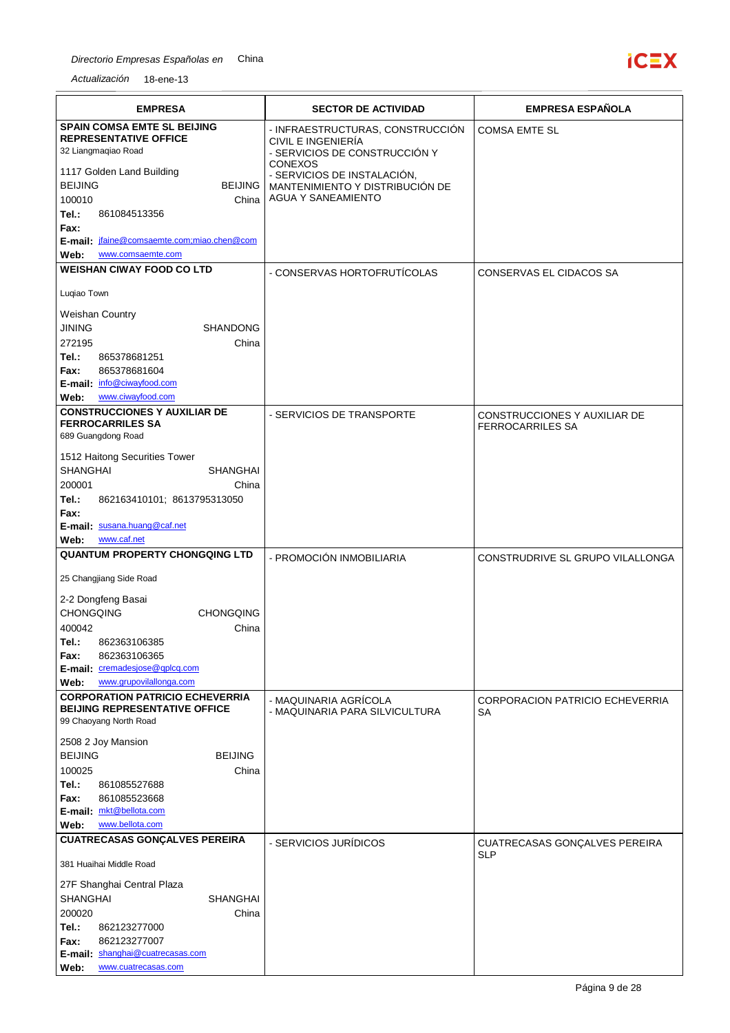*Directorio Empresas Españolas en* China

*Actualización* 18-ene-13

| EMPRESA | SECTOR DE ACTIVIDAD | EMPRESA ESPAÑOLA |
|---|---|---|
| **SPAIN COMSA EMTE SL BEIJING REPRESENTATIVE OFFICE**<br>32 Liangmaqiao Road<br>1117 Golden Land Building<br>BEIJING BEIJING<br>100010 China<br>**Tel.:** 861084513356<br>**Fax:**<br>**E-mail:** jfaine@comsaemte.com;miao.chen@com<br>**Web:** www.comsaemte.com | - INFRAESTRUCTURAS, CONSTRUCCIÓN CIVIL E INGENIERÍA<br>- SERVICIOS DE CONSTRUCCIÓN Y CONEXOS<br>- SERVICIOS DE INSTALACIÓN, MANTENIMIENTO Y DISTRIBUCIÓN DE AGUA Y SANEAMIENTO | COMSA EMTE SL |
| **WEISHAN CIWAY FOOD CO LTD**<br>Luqiao Town<br>Weishan Country<br>JINING SHANDONG<br>272195 China<br>**Tel.:** 865378681251<br>**Fax:** 865378681604<br>**E-mail:** info@ciwayfood.com<br>**Web:** www.ciwayfood.com | - CONSERVAS HORTOFRUTÍCOLAS | CONSERVAS EL CIDACOS SA |
| **CONSTRUCCIONES Y AUXILIAR DE FERROCARRILES SA**<br>689 Guangdong Road<br>1512 Haitong Securities Tower<br>SHANGHAI SHANGHAI<br>200001 China<br>**Tel.:** 862163410101; 8613795313050<br>**Fax:**<br>**E-mail:** susana.huang@caf.net<br>**Web:** www.caf.net | - SERVICIOS DE TRANSPORTE | CONSTRUCCIONES Y AUXILIAR DE FERROCARRILES SA |
| **QUANTUM PROPERTY CHONGQING LTD**<br>25 Changjiang Side Road<br>2-2 Dongfeng Basai<br>CHONGQING CHONGQING<br>400042 China<br>**Tel.:** 862363106385<br>**Fax:** 862363106365<br>**E-mail:** cremadesjose@qplcq.com<br>**Web:** www.grupovilallonga.com | - PROMOCIÓN INMOBILIARIA | CONSTRUDRIVE SL GRUPO VILALLONGA |
| **CORPORATION PATRICIO ECHEVERRIA BEIJING REPRESENTATIVE OFFICE**<br>99 Chaoyang North Road<br>2508 2 Joy Mansion<br>BEIJING BEIJING<br>100025 China<br>**Tel.:** 861085527688<br>**Fax:** 861085523668<br>**E-mail:** mkt@bellota.com<br>**Web:** www.bellota.com | - MAQUINARIA AGRÍCOLA<br>- MAQUINARIA PARA SILVICULTURA | CORPORACION PATRICIO ECHEVERRIA SA |
| **CUATRECASAS GONÇALVES PEREIRA**<br>381 Huaihai Middle Road<br>27F Shanghai Central Plaza<br>SHANGHAI SHANGHAI<br>200020 China<br>**Tel.:** 862123277000<br>**Fax:** 862123277007<br>**E-mail:** shanghai@cuatrecasas.com<br>**Web:** www.cuatrecasas.com | - SERVICIOS JURÍDICOS | CUATRECASAS GONÇALVES PEREIRA SLP |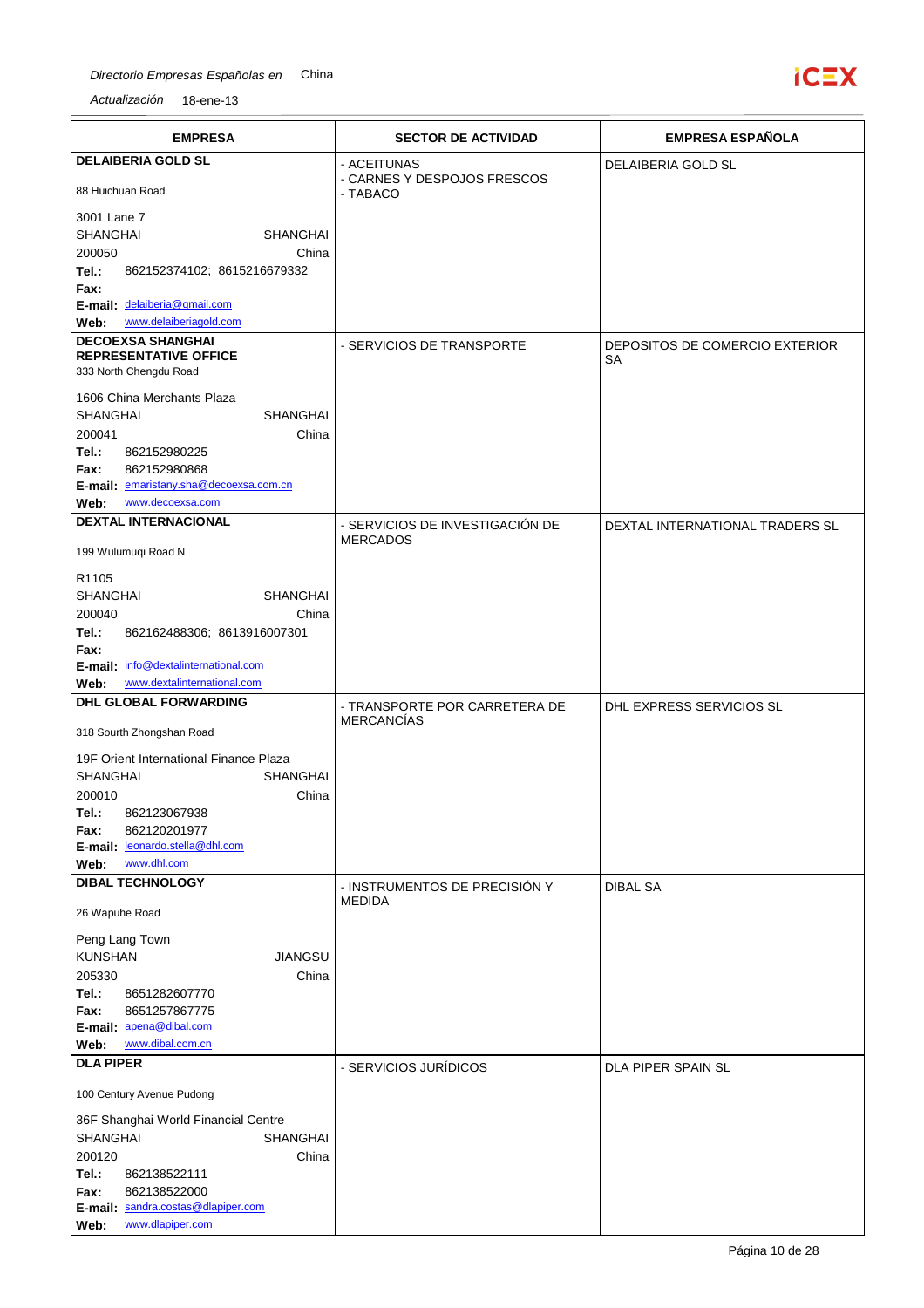| EMPRESA | SECTOR DE ACTIVIDAD | EMPRESA ESPAÑOLA |
|---|---|---|
| **DELAIBERIA GOLD SL**<br>88 Huichuan Road<br>3001 Lane 7<br>SHANGHAI SHANGHAI<br>200050 China<br>**Tel.:** 862152374102; 8615216679332<br>**Fax:**<br>**E-mail:** delaiberia@gmail.com<br>**Web:** www.delaiberiagold.com | - ACEITUNAS<br>- CARNES Y DESPOJOS FRESCOS<br>- TABACO | DELAIBERIA GOLD SL |
| **DECOEXSA SHANGHAI REPRESENTATIVE OFFICE**<br>333 North Chengdu Road<br>1606 China Merchants Plaza<br>SHANGHAI SHANGHAI<br>200041 China<br>**Tel.:** 862152980225<br>**Fax:** 862152980868<br>**E-mail:** emaristany.sha@decoexsa.com.cn<br>**Web:** www.decoexsa.com | - SERVICIOS DE TRANSPORTE | DEPOSITOS DE COMERCIO EXTERIOR SA |
| **DEXTAL INTERNACIONAL**<br>199 Wulumuqi Road N<br>R1105<br>SHANGHAI SHANGHAI<br>200040 China<br>**Tel.:** 862162488306; 8613916007301<br>**Fax:**<br>**E-mail:** info@dextalinternational.com<br>**Web:** www.dextalinternational.com | - SERVICIOS DE INVESTIGACIÓN DE MERCADOS | DEXTAL INTERNATIONAL TRADERS SL |
| **DHL GLOBAL FORWARDING**<br>318 Sourth Zhongshan Road<br>19F Orient International Finance Plaza<br>SHANGHAI SHANGHAI<br>200010 China<br>**Tel.:** 862123067938<br>**Fax:** 862120201977<br>**E-mail:** leonardo.stella@dhl.com<br>**Web:** www.dhl.com | - TRANSPORTE POR CARRETERA DE MERCANCÍAS | DHL EXPRESS SERVICIOS SL |
| **DIBAL TECHNOLOGY**<br>26 Wapuhe Road<br>Peng Lang Town<br>KUNSHAN JIANGSU<br>205330 China<br>**Tel.:** 8651282607770<br>**Fax:** 8651257867775<br>**E-mail:** apena@dibal.com<br>**Web:** www.dibal.com.cn | - INSTRUMENTOS DE PRECISIÓN Y MEDIDA | DIBAL SA |
| **DLA PIPER**<br>100 Century Avenue Pudong<br>36F Shanghai World Financial Centre<br>SHANGHAI SHANGHAI<br>200120 China<br>**Tel.:** 862138522111<br>**Fax:** 862138522000<br>**E-mail:** sandra.costas@dlapiper.com<br>**Web:** www.dlapiper.com | - SERVICIOS JURÍDICOS | DLA PIPER SPAIN SL |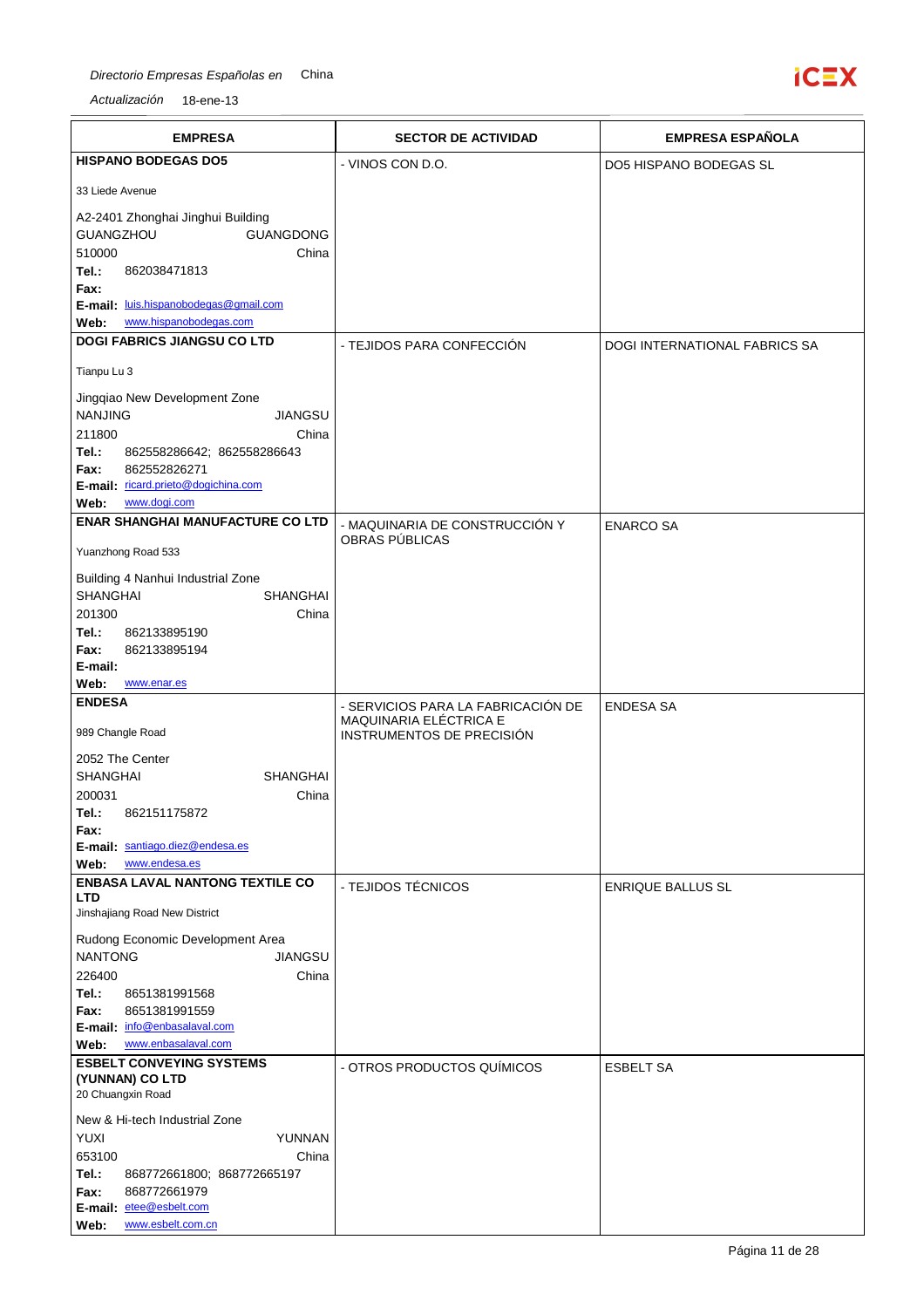| EMPRESA | SECTOR DE ACTIVIDAD | EMPRESA ESPAÑOLA |
|---|---|---|
| **HISPANO BODEGAS DO5**<br>33 Liede Avenue<br>A2-2401 Zhonghai Jinghui Building<br>GUANGZHOU GUANGDONG<br>510000 China<br>**Tel.:** 862038471813<br>**Fax:**<br>**E-mail:** luis.hispanobodegas@gmail.com<br>**Web:** www.hispanobodegas.com | - VINOS CON D.O. | DO5 HISPANO BODEGAS SL |
| **DOGI FABRICS JIANGSU CO LTD**<br>Tianpu Lu 3<br>Jingqiao New Development Zone<br>NANJING JIANGSU<br>211800 China<br>**Tel.:** 862558286642; 862558286643<br>**Fax:** 862552826271<br>**E-mail:** ricard.prieto@dogichina.com<br>**Web:** www.dogi.com | - TEJIDOS PARA CONFECCIÓN | DOGI INTERNATIONAL FABRICS SA |
| **ENAR SHANGHAI MANUFACTURE CO LTD**<br>Yuanzhong Road 533<br>Building 4 Nanhui Industrial Zone<br>SHANGHAI SHANGHAI<br>201300 China<br>**Tel.:** 862133895190<br>**Fax:** 862133895194<br>**E-mail:**<br>**Web:** www.enar.es | - MAQUINARIA DE CONSTRUCCIÓN Y OBRAS PÚBLICAS | ENARCO SA |
| **ENDESA**<br>989 Changle Road<br>2052 The Center<br>SHANGHAI SHANGHAI<br>200031 China<br>**Tel.:** 862151175872<br>**Fax:**<br>**E-mail:** santiago.diez@endesa.es<br>**Web:** www.endesa.es | - SERVICIOS PARA LA FABRICACIÓN DE MAQUINARIA ELÉCTRICA E INSTRUMENTOS DE PRECISIÓN | ENDESA SA |
| **ENBASA LAVAL NANTONG TEXTILE CO LTD**<br>Jinshajiang Road New District<br>Rudong Economic Development Area<br>NANTONG JIANGSU<br>226400 China<br>**Tel.:** 8651381991568<br>**Fax:** 8651381991559<br>**E-mail:** info@enbasalaval.com<br>**Web:** www.enbasalaval.com | - TEJIDOS TÉCNICOS | ENRIQUE BALLUS SL |
| **ESBELT CONVEYING SYSTEMS (YUNNAN) CO LTD**<br>20 Chuangxin Road<br>New & Hi-tech Industrial Zone<br>YUXI YUNNAN<br>653100 China<br>**Tel.:** 868772661800; 868772665197<br>**Fax:** 868772661979<br>**E-mail:** etee@esbelt.com<br>**Web:** www.esbelt.com.cn | - OTROS PRODUCTOS QUÍMICOS | ESBELT SA |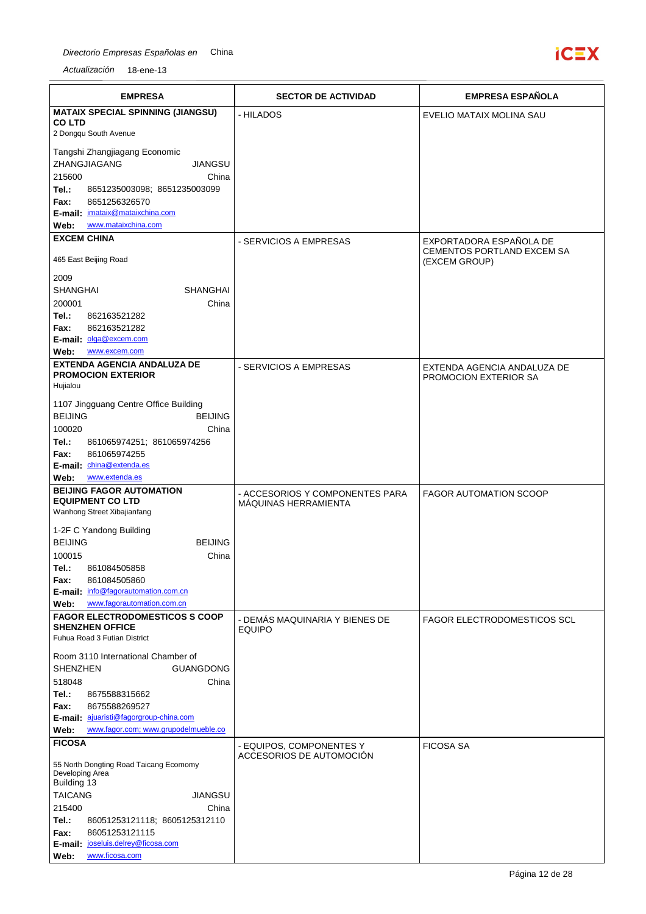| EMPRESA | SECTOR DE ACTIVIDAD | EMPRESA ESPAÑOLA |
|---|---|---|
| **MATAIX SPECIAL SPINNING (JIANGSU) CO LTD**<br>2 Dongqu South Avenue<br>Tangshi Zhangjiagang Economic<br>ZHANGJIAGANG JIANGSU<br>215600 China<br>**Tel.:** 8651235003098; 8651235003099<br>**Fax:** 8651256326570<br>**E-mail:** imataix@mataixchina.com<br>**Web:** www.mataixchina.com | - HILADOS | EVELIO MATAIX MOLINA SAU |
| **EXCEM CHINA**<br>465 East Beijing Road<br>2009<br>SHANGHAI SHANGHAI<br>200001 China<br>**Tel.:** 862163521282<br>**Fax:** 862163521282<br>**E-mail:** olga@excem.com<br>**Web:** www.excem.com | - SERVICIOS A EMPRESAS | EXPORTADORA ESPAÑOLA DE CEMENTOS PORTLAND EXCEM SA (EXCEM GROUP) |
| **EXTENDA AGENCIA ANDALUZA DE PROMOCION EXTERIOR**<br>Hujialou<br>1107 Jingguang Centre Office Building<br>BEIJING BEIJING<br>100020 China<br>**Tel.:** 861065974251; 861065974256<br>**Fax:** 861065974255<br>**E-mail:** china@extenda.es<br>**Web:** www.extenda.es | - SERVICIOS A EMPRESAS | EXTENDA AGENCIA ANDALUZA DE PROMOCION EXTERIOR SA |
| **BEIJING FAGOR AUTOMATION EQUIPMENT CO LTD**<br>Wanhong Street Xibajianfang<br>1-2F C Yandong Building<br>BEIJING BEIJING<br>100015 China<br>**Tel.:** 861084505858<br>**Fax:** 861084505860<br>**E-mail:** info@fagorautomation.com.cn<br>**Web:** www.fagorautomation.com.cn | - ACCESORIOS Y COMPONENTES PARA MÁQUINAS HERRAMIENTA | FAGOR AUTOMATION SCOOP |
| **FAGOR ELECTRODOMESTICOS S COOP SHENZHEN OFFICE**<br>Fuhua Road 3 Futian District<br>Room 3110 International Chamber of<br>SHENZHEN GUANGDONG<br>518048 China<br>**Tel.:** 8675588315662<br>**Fax:** 8675588269527<br>**E-mail:** ajuaristi@fagorgroup-china.com<br>**Web:** www.fagor.com; www.grupodelmueble.co | - DEMÁS MAQUINARIA Y BIENES DE EQUIPO | FAGOR ELECTRODOMESTICOS SCL |
| **FICOSA**<br>55 North Dongting Road Taicang Ecomomy Developing Area<br>Building 13<br>TAICANG JIANGSU<br>215400 China<br>**Tel.:** 86051253121118; 8605125312110<br>**Fax:** 86051253121115<br>**E-mail:** joseluis.delrey@ficosa.com<br>**Web:** www.ficosa.com | - EQUIPOS, COMPONENTES Y ACCESORIOS DE AUTOMOCIÓN | FICOSA SA |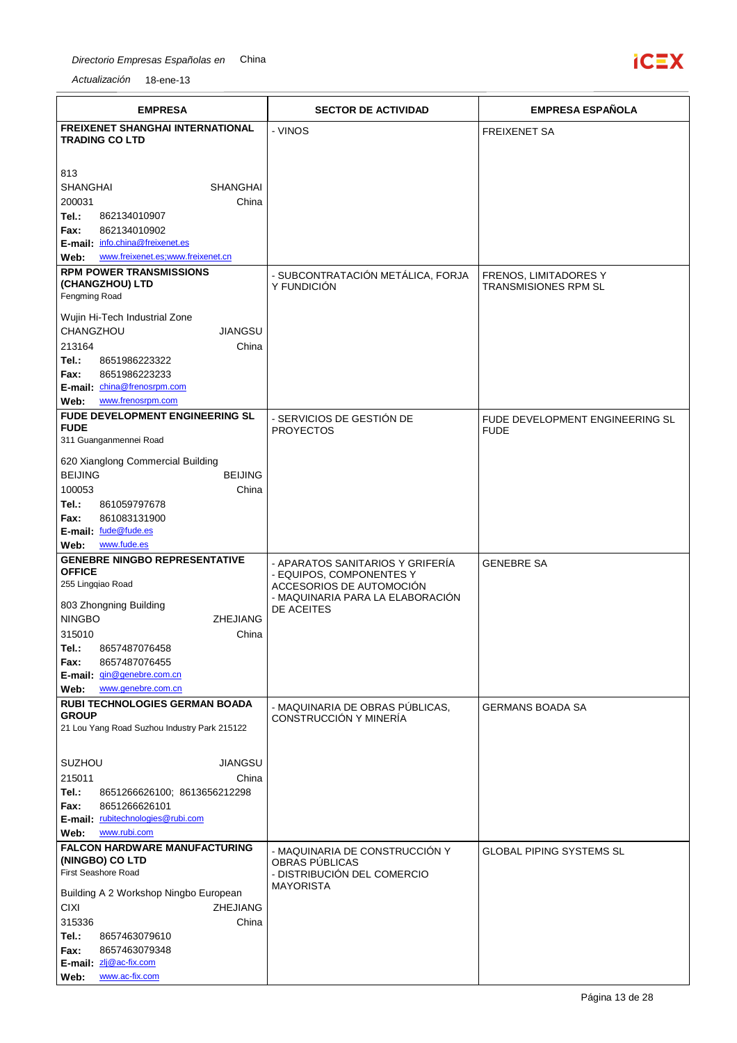*Directorio Empresas Españolas en* China

*Actualización* 18-ene-13

| EMPRESA | SECTOR DE ACTIVIDAD | EMPRESA ESPAÑOLA |
|---|---|---|
| **FREIXENET SHANGHAI INTERNATIONAL TRADING CO LTD**<br><br>813<br>SHANGHAI SHANGHAI<br>200031 China<br>**Tel.:** 862134010907<br>**Fax:** 862134010902<br>**E-mail:** info.china@freixenet.es<br>**Web:** www.freixenet.es;www.freixenet.cn | - VINOS | FREIXENET SA |
| **RPM POWER TRANSMISSIONS (CHANGZHOU) LTD**<br>Fengming Road<br>Wujin Hi-Tech Industrial Zone<br>CHANGZHOU JIANGSU<br>213164 China<br>**Tel.:** 8651986223322<br>**Fax:** 8651986223233<br>**E-mail:** china@frenosrpm.com<br>**Web:** www.frenosrpm.com | - SUBCONTRATACIÓN METÁLICA, FORJA Y FUNDICIÓN | FRENOS, LIMITADORES Y TRANSMISIONES RPM SL |
| **FUDE DEVELOPMENT ENGINEERING SL FUDE**<br>311 Guanganmennei Road<br>620 Xianglong Commercial Building<br>BEIJING BEIJING<br>100053 China<br>**Tel.:** 861059797678<br>**Fax:** 861083131900<br>**E-mail:** fude@fude.es<br>**Web:** www.fude.es | - SERVICIOS DE GESTIÓN DE PROYECTOS | FUDE DEVELOPMENT ENGINEERING SL FUDE |
| **GENEBRE NINGBO REPRESENTATIVE OFFICE**<br>255 Lingqiao Road<br>803 Zhongning Building<br>NINGBO ZHEJIANG<br>315010 China<br>**Tel.:** 8657487076458<br>**Fax:** 8657487076455<br>**E-mail:** qin@genebre.com.cn<br>**Web:** www.genebre.com.cn | - APARATOS SANITARIOS Y GRIFERÍA<br>- EQUIPOS, COMPONENTES Y ACCESORIOS DE AUTOMOCIÓN<br>- MAQUINARIA PARA LA ELABORACIÓN DE ACEITES | GENEBRE SA |
| **RUBI TECHNOLOGIES GERMAN BOADA GROUP**<br>21 Lou Yang Road Suzhou Industry Park 215122<br><br>SUZHOU JIANGSU<br>215011 China<br>**Tel.:** 8651266626100; 8613656212298<br>**Fax:** 8651266626101<br>**E-mail:** rubitechnologies@rubi.com<br>**Web:** www.rubi.com | - MAQUINARIA DE OBRAS PÚBLICAS, CONSTRUCCIÓN Y MINERÍA | GERMANS BOADA SA |
| **FALCON HARDWARE MANUFACTURING (NINGBO) CO LTD**<br>First Seashore Road<br>Building A 2 Workshop Ningbo European<br>CIXI ZHEJIANG<br>315336 China<br>**Tel.:** 8657463079610<br>**Fax:** 8657463079348<br>**E-mail:** zlj@ac-fix.com<br>**Web:** www.ac-fix.com | - MAQUINARIA DE CONSTRUCCIÓN Y OBRAS PÚBLICAS<br>- DISTRIBUCIÓN DEL COMERCIO MAYORISTA | GLOBAL PIPING SYSTEMS SL |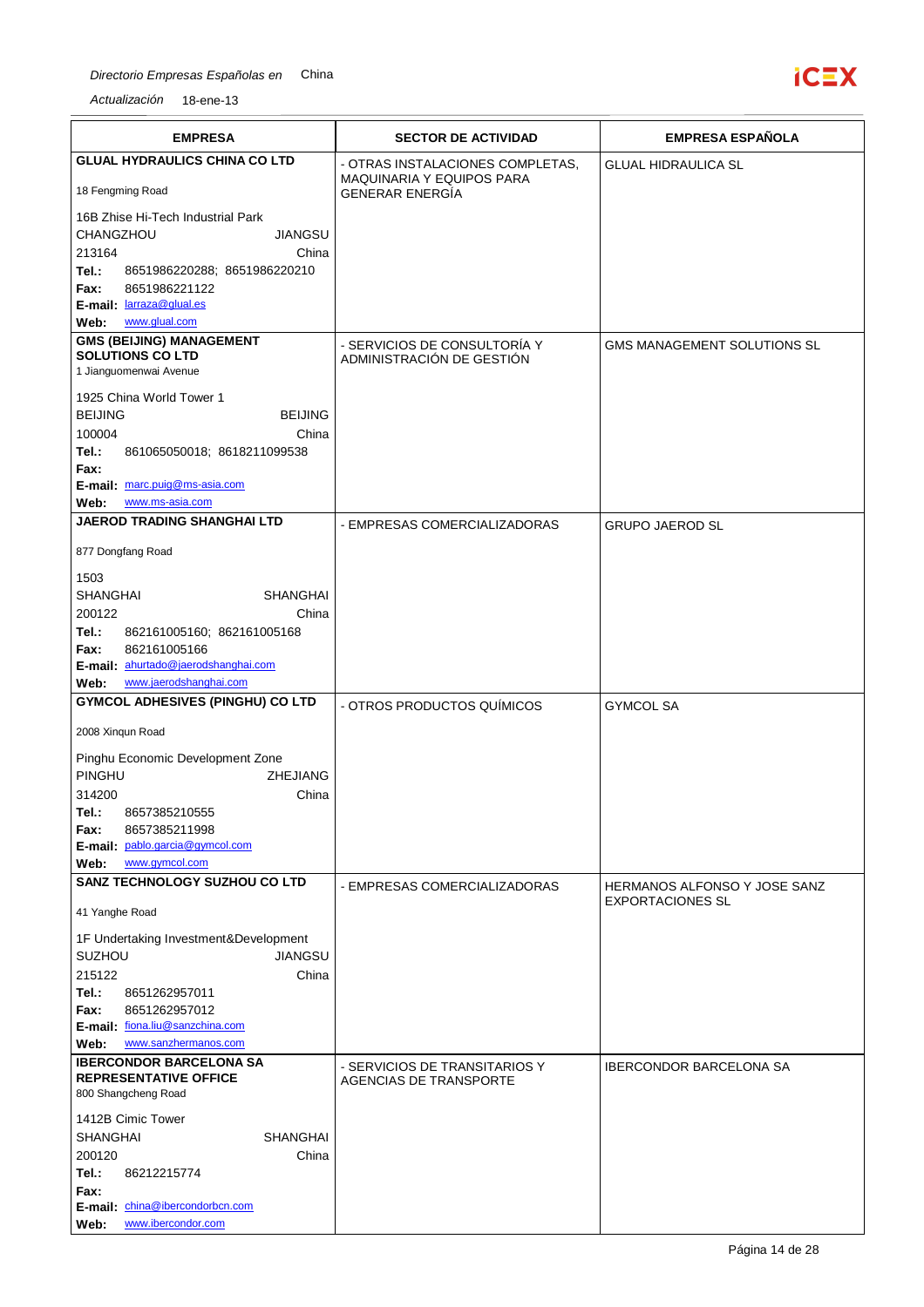| EMPRESA | SECTOR DE ACTIVIDAD | EMPRESA ESPAÑOLA |
|---|---|---|
| **GLUAL HYDRAULICS CHINA CO LTD**<br>18 Fengming Road<br>16B Zhise Hi-Tech Industrial Park<br>CHANGZHOU JIANGSU<br>213164 China<br>**Tel.:** 8651986220288; 8651986220210<br>**Fax:** 8651986221122<br>**E-mail:** larraza@glual.es<br>**Web:** www.glual.com | - OTRAS INSTALACIONES COMPLETAS, MAQUINARIA Y EQUIPOS PARA GENERAR ENERGÍA | GLUAL HIDRAULICA SL |
| **GMS (BEIJING) MANAGEMENT SOLUTIONS CO LTD**<br>1 Jianguomenwai Avenue<br>1925 China World Tower 1<br>BEIJING BEIJING<br>100004 China<br>**Tel.:** 861065050018; 8618211099538<br>**Fax:**<br>**E-mail:** marc.puig@ms-asia.com<br>**Web:** www.ms-asia.com | - SERVICIOS DE CONSULTORÍA Y ADMINISTRACIÓN DE GESTIÓN | GMS MANAGEMENT SOLUTIONS SL |
| **JAEROD TRADING SHANGHAI LTD**<br>877 Dongfang Road<br>1503<br>SHANGHAI SHANGHAI<br>200122 China<br>**Tel.:** 862161005160; 862161005168<br>**Fax:** 862161005166<br>**E-mail:** ahurtado@jaerodshanghai.com<br>**Web:** www.jaerodshanghai.com | - EMPRESAS COMERCIALIZADORAS | GRUPO JAEROD SL |
| **GYMCOL ADHESIVES (PINGHU) CO LTD**<br>2008 Xinqun Road<br>Pinghu Economic Development Zone<br>PINGHU ZHEJIANG<br>314200 China<br>**Tel.:** 8657385210555<br>**Fax:** 8657385211998<br>**E-mail:** pablo.garcia@gymcol.com<br>**Web:** www.gymcol.com | - OTROS PRODUCTOS QUÍMICOS | GYMCOL SA |
| **SANZ TECHNOLOGY SUZHOU CO LTD**<br>41 Yanghe Road<br>1F Undertaking Investment&Development<br>SUZHOU JIANGSU<br>215122 China<br>**Tel.:** 8651262957011<br>**Fax:** 8651262957012<br>**E-mail:** fiona.liu@sanzchina.com<br>**Web:** www.sanzhermanos.com | - EMPRESAS COMERCIALIZADORAS | HERMANOS ALFONSO Y JOSE SANZ EXPORTACIONES SL |
| **IBERCONDOR BARCELONA SA REPRESENTATIVE OFFICE**<br>800 Shangcheng Road<br>1412B Cimic Tower<br>SHANGHAI SHANGHAI<br>200120 China<br>**Tel.:** 86212215774<br>**Fax:**<br>**E-mail:** china@ibercondorbcn.com<br>**Web:** www.ibercondor.com | - SERVICIOS DE TRANSITARIOS Y AGENCIAS DE TRANSPORTE | IBERCONDOR BARCELONA SA |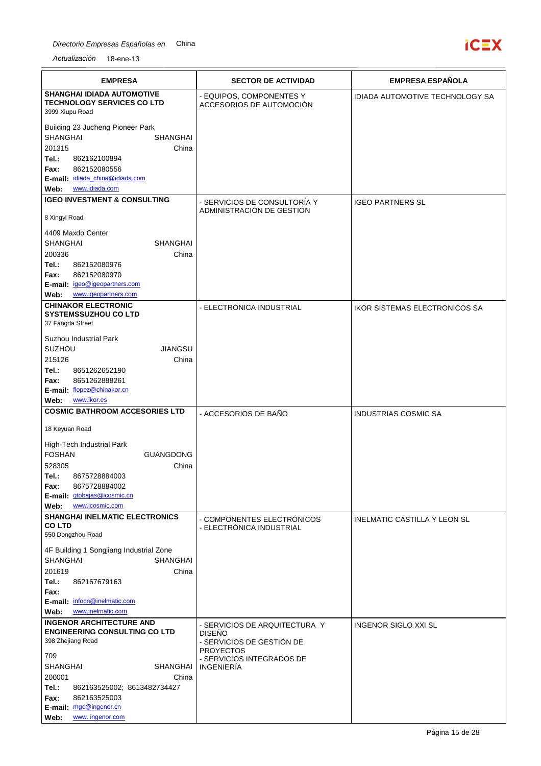*Directorio Empresas Españolas en* China

*Actualización* 18-ene-13

| EMPRESA | SECTOR DE ACTIVIDAD | EMPRESA ESPAÑOLA |
|---|---|---|
| **SHANGHAI IDIADA AUTOMOTIVE TECHNOLOGY SERVICES CO LTD**<br>3999 Xiupu Road<br><br>Building 23 Jucheng Pioneer Park<br>SHANGHAI SHANGHAI<br>201315 China<br>**Tel.:** 862162100894<br>**Fax:** 862152080556<br>**E-mail:** idiada_china@idiada.com<br>**Web:** www.idiada.com | - EQUIPOS, COMPONENTES Y ACCESORIOS DE AUTOMOCIÓN | IDIADA AUTOMOTIVE TECHNOLOGY SA |
| **IGEO INVESTMENT & CONSULTING**<br><br>8 Xingyi Road<br><br>4409 Maxdo Center<br>SHANGHAI SHANGHAI<br>200336 China<br>**Tel.:** 862152080976<br>**Fax:** 862152080970<br>**E-mail:** igeo@igeopartners.com<br>**Web:** www.igeopartners.com | - SERVICIOS DE CONSULTORÍA Y ADMINISTRACIÓN DE GESTIÓN | IGEO PARTNERS SL |
| **CHINAKOR ELECTRONIC SYSTEMSSUZHOU CO LTD**<br>37 Fangda Street<br><br>Suzhou Industrial Park<br>SUZHOU JIANGSU<br>215126 China<br>**Tel.:** 8651262652190<br>**Fax:** 8651262888261<br>**E-mail:** flopez@chinakor.cn<br>**Web:** www.ikor.es | - ELECTRÓNICA INDUSTRIAL | IKOR SISTEMAS ELECTRONICOS SA |
| **COSMIC BATHROOM ACCESORIES LTD**<br><br>18 Keyuan Road<br><br>High-Tech Industrial Park<br>FOSHAN GUANGDONG<br>528305 China<br>**Tel.:** 8675728884003<br>**Fax:** 8675728884002<br>**E-mail:** gtobajas@icosmic.cn<br>**Web:** www.icosmic.com | - ACCESORIOS DE BAÑO | INDUSTRIAS COSMIC SA |
| **SHANGHAI INELMATIC ELECTRONICS CO LTD**<br>550 Dongzhou Road<br><br>4F Building 1 Songjiang Industrial Zone<br>SHANGHAI SHANGHAI<br>201619 China<br>**Tel.:** 862167679163<br>**Fax:**<br>**E-mail:** infocn@inelmatic.com<br>**Web:** www.inelmatic.com | - COMPONENTES ELECTRÓNICOS<br>- ELECTRÓNICA INDUSTRIAL | INELMATIC CASTILLA Y LEON SL |
| **INGENOR ARCHITECTURE AND ENGINEERING CONSULTING CO LTD**<br>398 Zhejiang Road<br><br>709<br>SHANGHAI SHANGHAI<br>200001 China<br>**Tel.:** 862163525002; 8613482734427<br>**Fax:** 862163525003<br>**E-mail:** mgc@ingenor.cn<br>**Web:** www. ingenor.com | - SERVICIOS DE ARQUITECTURA Y DISEÑO<br>- SERVICIOS DE GESTIÓN DE PROYECTOS<br>- SERVICIOS INTEGRADOS DE INGENIERÍA | INGENOR SIGLO XXI SL |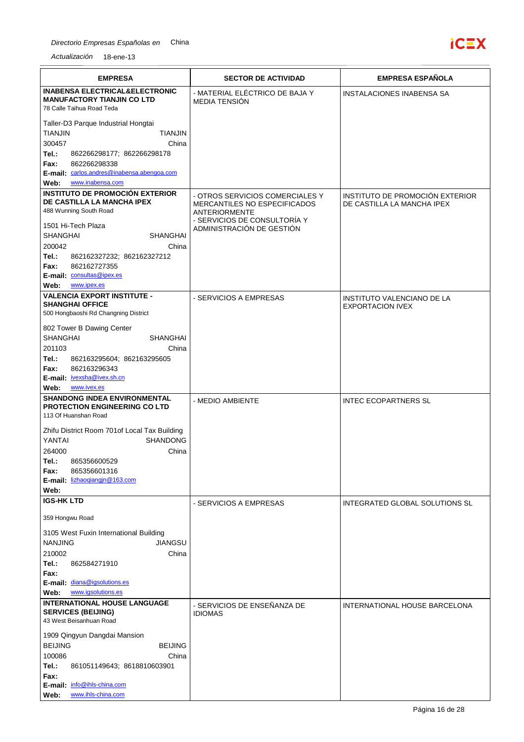| EMPRESA | SECTOR DE ACTIVIDAD | EMPRESA ESPAÑOLA |
| --- | --- | --- |
| **INABENSA ELECTRICAL&ELECTRONIC MANUFACTORY TIANJIN CO LTD**<br>78 Calle Taihua Road Teda<br><br>Taller-D3 Parque Industrial Hongtai<br>TIANJIN TIANJIN<br>300457 China<br>**Tel.:** 862266298177; 862266298178<br>**Fax:** 862266298338<br>**E-mail:** carlos.andres@inabensa.abengoa.com<br>**Web:** www.inabensa.com | - MATERIAL ELÉCTRICO DE BAJA Y MEDIA TENSIÓN | INSTALACIONES INABENSA SA |
| **INSTITUTO DE PROMOCIÓN EXTERIOR DE CASTILLA LA MANCHA IPEX**<br>488 Wunning South Road<br><br>1501 Hi-Tech Plaza<br>SHANGHAI SHANGHAI<br>200042 China<br>**Tel.:** 862162327232; 862162327212<br>**Fax:** 862162727355<br>**E-mail:** consultas@ipex.es<br>**Web:** www.ipex.es | - OTROS SERVICIOS COMERCIALES Y MERCANTILES NO ESPECIFICADOS ANTERIORMENTE<br>- SERVICIOS DE CONSULTORÍA Y ADMINISTRACIÓN DE GESTIÓN | INSTITUTO DE PROMOCIÓN EXTERIOR DE CASTILLA LA MANCHA IPEX |
| **VALENCIA EXPORT INSTITUTE - SHANGHAI OFFICE**<br>500 Hongbaoshi Rd Changning District<br><br>802 Tower B Dawing Center<br>SHANGHAI SHANGHAI<br>201103 China<br>**Tel.:** 862163295604; 862163295605<br>**Fax:** 862163296343<br>**E-mail:** ivexsha@ivex.sh.cn<br>**Web:** www.ivex.es | - SERVICIOS A EMPRESAS | INSTITUTO VALENCIANO DE LA EXPORTACION IVEX |
| **SHANDONG INDEA ENVIRONMENTAL PROTECTION ENGINEERING CO LTD**<br>113 Of Huanshan Road<br><br>Zhifu District Room 701of Local Tax Building<br>YANTAI SHANDONG<br>264000 China<br>**Tel.:** 865356600529<br>**Fax:** 865356601316<br>**E-mail:** lizhaoqiangjn@163.com<br>**Web:** | - MEDIO AMBIENTE | INTEC ECOPARTNERS SL |
| **IGS-HK LTD**<br><br>359 Hongwu Road<br><br>3105 West Fuxin International Building<br>NANJING JIANGSU<br>210002 China<br>**Tel.:** 862584271910<br>**Fax:**<br>**E-mail:** diana@igsolutions.es<br>**Web:** www.igsolutions.es | - SERVICIOS A EMPRESAS | INTEGRATED GLOBAL SOLUTIONS SL |
| **INTERNATIONAL HOUSE LANGUAGE SERVICES (BEIJING)**<br>43 West Beisanhuan Road<br><br>1909 Qingyun Dangdai Mansion<br>BEIJING BEIJING<br>100086 China<br>**Tel.:** 861051149643; 8618810603901<br>**Fax:**<br>**E-mail:** info@ihls-china.com<br>**Web:** www.ihls-china.com | - SERVICIOS DE ENSEÑANZA DE IDIOMAS | INTERNATIONAL HOUSE BARCELONA |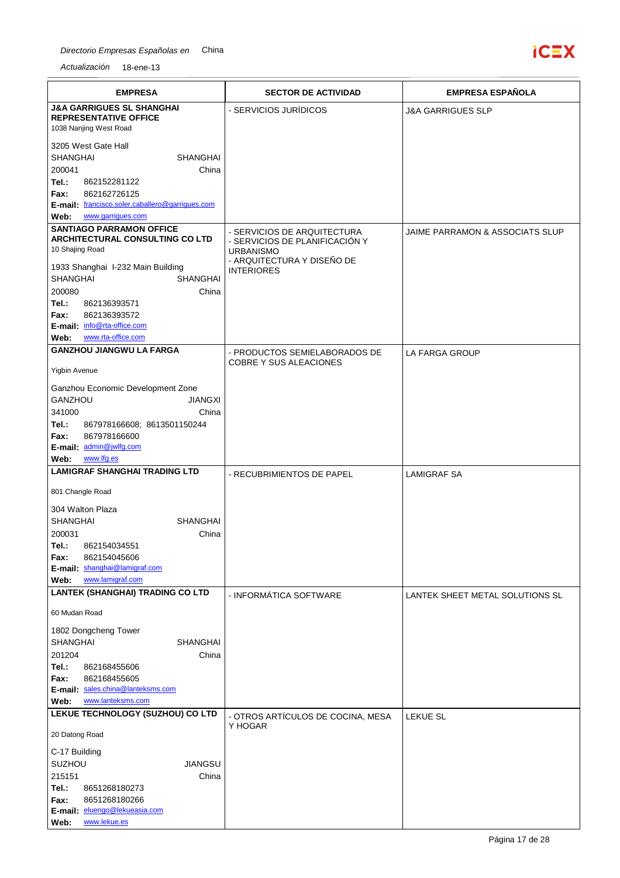| EMPRESA | SECTOR DE ACTIVIDAD | EMPRESA ESPAÑOLA |
|---|---|---|
| **J&A GARRIGUES SL SHANGHAI REPRESENTATIVE OFFICE**<br>1038 Nanjing West Road<br><br>3205 West Gate Hall<br>SHANGHAI SHANGHAI<br>200041 China<br>**Tel.:** 862152281122<br>**Fax:** 862162726125<br>**E-mail:** francisco.soler.caballero@garrigues.com<br>**Web:** www.garrigues.com | - SERVICIOS JURÍDICOS | J&A GARRIGUES SLP |
| **SANTIAGO PARRAMON OFFICE ARCHITECTURAL CONSULTING CO LTD**<br>10 Shajing Road<br><br>1933 Shanghai I-232 Main Building<br>SHANGHAI SHANGHAI<br>200080 China<br>**Tel.:** 862136393571<br>**Fax:** 862136393572<br>**E-mail:** info@rta-office.com<br>**Web:** www.rta-office.com | - SERVICIOS DE ARQUITECTURA<br>- SERVICIOS DE PLANIFICACIÓN Y URBANISMO<br>- ARQUITECTURA Y DISEÑO DE INTERIORES | JAIME PARRAMON & ASSOCIATS SLUP |
| **GANZHOU JIANGWU LA FARGA**<br><br>Yigbin Avenue<br><br>Ganzhou Economic Development Zone<br>GANZHOU JIANGXI<br>341000 China<br>**Tel.:** 867978166608; 8613501150244<br>**Fax:** 867978166600<br>**E-mail:** admin@jwlfg.com<br>**Web:** www.lfg.es | - PRODUCTOS SEMIELABORADOS DE COBRE Y SUS ALEACIONES | LA FARGA GROUP |
| **LAMIGRAF SHANGHAI TRADING LTD**<br><br>801 Changle Road<br><br>304 Walton Plaza<br>SHANGHAI SHANGHAI<br>200031 China<br>**Tel.:** 862154034551<br>**Fax:** 862154045606<br>**E-mail:** shanghai@lamigraf.com<br>**Web:** www.lamigraf.com | - RECUBRIMIENTOS DE PAPEL | LAMIGRAF SA |
| **LANTEK (SHANGHAI) TRADING CO LTD**<br><br>60 Mudan Road<br><br>1802 Dongcheng Tower<br>SHANGHAI SHANGHAI<br>201204 China<br>**Tel.:** 862168455606<br>**Fax:** 862168455605<br>**E-mail:** sales.china@lanteksms.com<br>**Web:** www.lanteksms.com | - INFORMÁTICA SOFTWARE | LANTEK SHEET METAL SOLUTIONS SL |
| **LEKUE TECHNOLOGY (SUZHOU) CO LTD**<br><br>20 Datong Road<br><br>C-17 Building<br>SUZHOU JIANGSU<br>215151 China<br>**Tel.:** 8651268180273<br>**Fax:** 8651268180266<br>**E-mail:** eluengo@lekueasia.com<br>**Web:** www.lekue.es | - OTROS ARTÍCULOS DE COCINA, MESA Y HOGAR | LEKUE SL |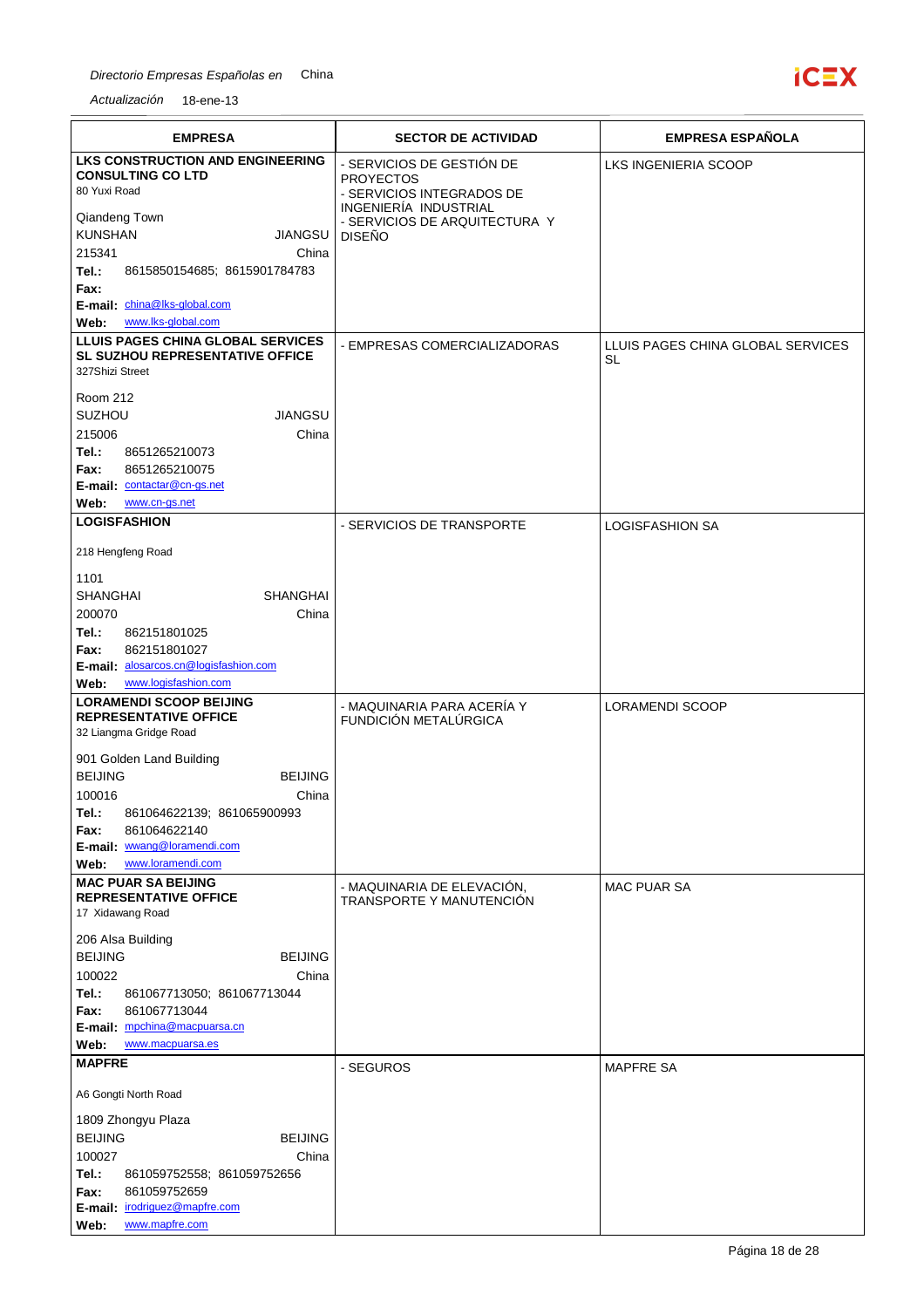| EMPRESA | SECTOR DE ACTIVIDAD | EMPRESA ESPAÑOLA |
|---|---|---|
| **LKS CONSTRUCTION AND ENGINEERING CONSULTING CO LTD**<br>80 Yuxi Road<br>Qiandeng Town<br>KUNSHAN JIANGSU<br>215341 China<br>**Tel.:** 8615850154685; 8615901784783<br>**Fax:**<br>**E-mail:** china@lks-global.com<br>**Web:** www.lks-global.com | - SERVICIOS DE GESTIÓN DE PROYECTOS<br>- SERVICIOS INTEGRADOS DE INGENIERÍA INDUSTRIAL<br>- SERVICIOS DE ARQUITECTURA Y DISEÑO | LKS INGENIERIA SCOOP |
| **LLUIS PAGES CHINA GLOBAL SERVICES SL SUZHOU REPRESENTATIVE OFFICE**<br>327Shizi Street<br>Room 212<br>SUZHOU JIANGSU<br>215006 China<br>**Tel.:** 8651265210073<br>**Fax:** 8651265210075<br>**E-mail:** contactar@cn-gs.net<br>**Web:** www.cn-gs.net | - EMPRESAS COMERCIALIZADORAS | LLUIS PAGES CHINA GLOBAL SERVICES SL |
| **LOGISFASHION**<br>218 Hengfeng Road<br>1101<br>SHANGHAI SHANGHAI<br>200070 China<br>**Tel.:** 862151801025<br>**Fax:** 862151801027<br>**E-mail:** alosarcos.cn@logisfashion.com<br>**Web:** www.logisfashion.com | - SERVICIOS DE TRANSPORTE | LOGISFASHION SA |
| **LORAMENDI SCOOP BEIJING REPRESENTATIVE OFFICE**<br>32 Liangma Gridge Road<br>901 Golden Land Building<br>BEIJING BEIJING<br>100016 China<br>**Tel.:** 861064622139; 861065900993<br>**Fax:** 861064622140<br>**E-mail:** wwang@loramendi.com<br>**Web:** www.loramendi.com | - MAQUINARIA PARA ACERÍA Y FUNDICIÓN METALÚRGICA | LORAMENDI SCOOP |
| **MAC PUAR SA BEIJING REPRESENTATIVE OFFICE**<br>17 Xidawang Road<br>206 Alsa Building<br>BEIJING BEIJING<br>100022 China<br>**Tel.:** 861067713050; 861067713044<br>**Fax:** 861067713044<br>**E-mail:** mpchina@macpuarsa.cn<br>**Web:** www.macpuarsa.es | - MAQUINARIA DE ELEVACIÓN, TRANSPORTE Y MANUTENCIÓN | MAC PUAR SA |
| **MAPFRE**<br>A6 Gongti North Road<br>1809 Zhongyu Plaza<br>BEIJING BEIJING<br>100027 China<br>**Tel.:** 861059752558; 861059752656<br>**Fax:** 861059752659<br>**E-mail:** irodriguez@mapfre.com<br>**Web:** www.mapfre.com | - SEGUROS | MAPFRE SA |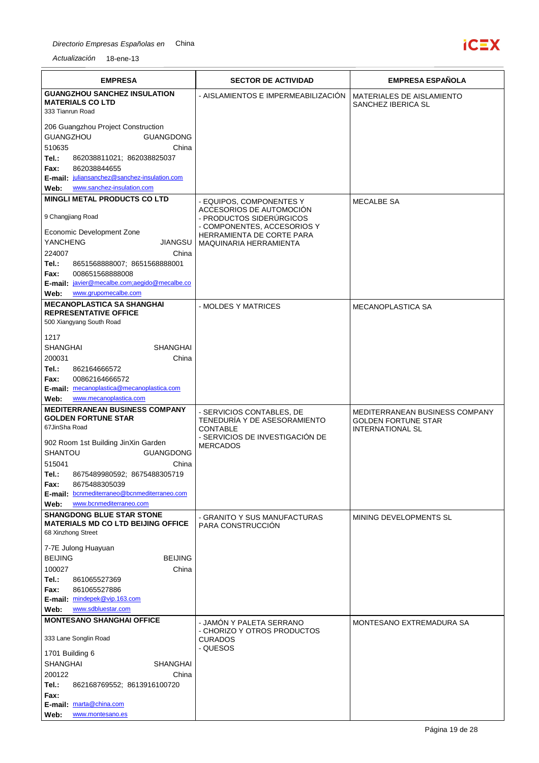| EMPRESA | SECTOR DE ACTIVIDAD | EMPRESA ESPAÑOLA |
|---|---|---|
| **GUANGZHOU SANCHEZ INSULATION MATERIALS CO LTD**<br>333 Tianrun Road<br><br>206 Guangzhou Project Construction<br>GUANGZHOU GUANGDONG<br>510635 China<br>**Tel.:** 862038811021; 862038825037<br>**Fax:** 862038844655<br>**E-mail:** juliansanchez@sanchez-insulation.com<br>**Web:** www.sanchez-insulation.com | - AISLAMIENTOS E IMPERMEABILIZACIÓN | MATERIALES DE AISLAMIENTO SANCHEZ IBERICA SL |
| **MINGLI METAL PRODUCTS CO LTD**<br><br>9 Changjiang Road<br><br>Economic Development Zone<br>YANCHENG JIANGSU<br>224007 China<br>**Tel.:** 8651568888007; 8651568888001<br>**Fax:** 008651568888008<br>**E-mail:** javier@mecalbe.com;aegido@mecalbe.co<br>**Web:** www.grupomecalbe.com | - EQUIPOS, COMPONENTES Y ACCESORIOS DE AUTOMOCIÓN<br>- PRODUCTOS SIDERÚRGICOS<br>- COMPONENTES, ACCESORIOS Y HERRAMIENTA DE CORTE PARA MAQUINARIA HERRAMIENTA | MECALBE SA |
| **MECANOPLASTICA SA SHANGHAI REPRESENTATIVE OFFICE**<br>500 Xiangyang South Road<br><br>1217<br>SHANGHAI SHANGHAI<br>200031 China<br>**Tel.:** 862164666572<br>**Fax:** 00862164666572<br>**E-mail:** mecanoplastica@mecanoplastica.com<br>**Web:** www.mecanoplastica.com | - MOLDES Y MATRICES | MECANOPLASTICA SA |
| **MEDITERRANEAN BUSINESS COMPANY GOLDEN FORTUNE STAR**<br>67JinSha Road<br><br>902 Room 1st Building JinXin Garden<br>SHANTOU GUANGDONG<br>515041 China<br>**Tel.:** 8675489980592; 8675488305719<br>**Fax:** 8675488305039<br>**E-mail:** bcnmediterraneo@bcnmediterraneo.com<br>**Web:** www.bcnmediterraneo.com | - SERVICIOS CONTABLES, DE TENEDURÍA Y DE ASESORAMIENTO CONTABLE<br>- SERVICIOS DE INVESTIGACIÓN DE MERCADOS | MEDITERRANEAN BUSINESS COMPANY GOLDEN FORTUNE STAR INTERNATIONAL SL |
| **SHANGDONG BLUE STAR STONE MATERIALS MD CO LTD BEIJING OFFICE**<br>68 Xinzhong Street<br><br>7-7E Julong Huayuan<br>BEIJING BEIJING<br>100027 China<br>**Tel.:** 861065527369<br>**Fax:** 861065527886<br>**E-mail:** mindepek@vip.163.com<br>**Web:** www.sdbluestar.com | - GRANITO Y SUS MANUFACTURAS PARA CONSTRUCCIÓN | MINING DEVELOPMENTS SL |
| **MONTESANO SHANGHAI OFFICE**<br><br>333 Lane Songlin Road<br><br>1701 Building 6<br>SHANGHAI SHANGHAI<br>200122 China<br>**Tel.:** 862168769552; 8613916100720<br>**Fax:**<br>**E-mail:** marta@china.com<br>**Web:** www.montesano.es | - JAMÓN Y PALETA SERRANO<br>- CHORIZO Y OTROS PRODUCTOS CURADOS<br>- QUESOS | MONTESANO EXTREMADURA SA |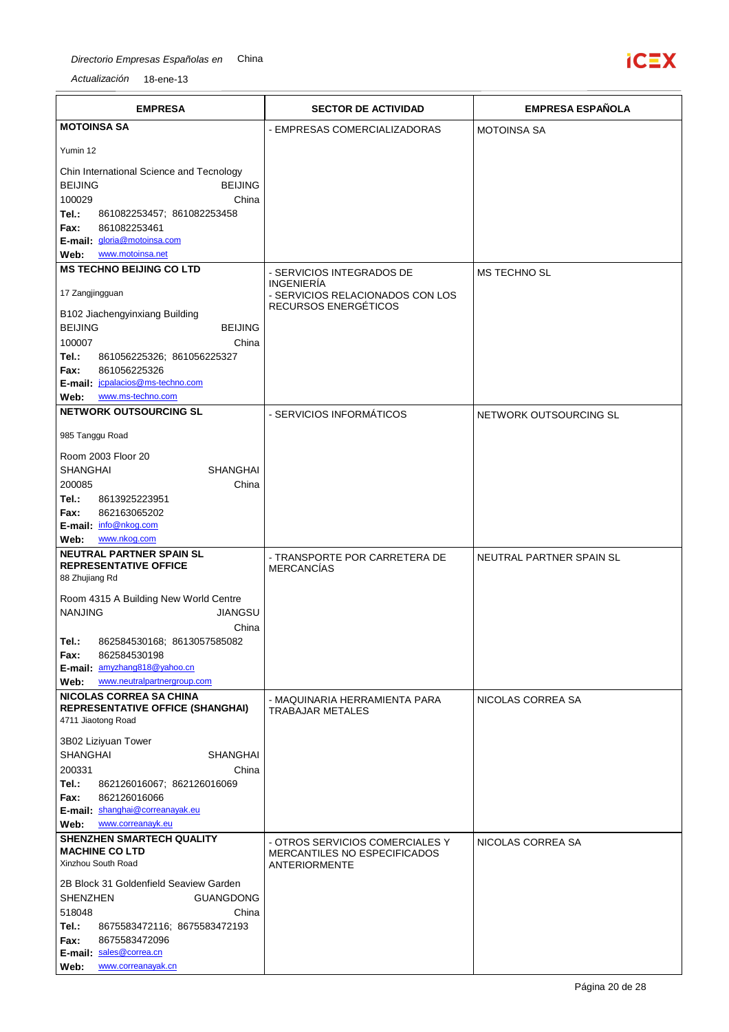*Directorio Empresas Españolas en* China

*Actualización* 18-ene-13

| EMPRESA | SECTOR DE ACTIVIDAD | EMPRESA ESPAÑOLA |
|---|---|---|
| **MOTOINSA SA**<br>Yumin 12<br>Chin International Science and Tecnology<br>BEIJING BEIJING<br>100029 China<br>**Tel.:** 861082253457; 861082253458<br>**Fax:** 861082253461<br>**E-mail:** gloria@motoinsa.com<br>**Web:** www.motoinsa.net | - EMPRESAS COMERCIALIZADORAS | MOTOINSA SA |
| **MS TECHNO BEIJING CO LTD**<br>17 Zangjingguan<br>B102 Jiachengyinxiang Building<br>BEIJING BEIJING<br>100007 China<br>**Tel.:** 861056225326; 861056225327<br>**Fax:** 861056225326<br>**E-mail:** jcpalacios@ms-techno.com<br>**Web:** www.ms-techno.com | - SERVICIOS INTEGRADOS DE INGENIERÍA<br>- SERVICIOS RELACIONADOS CON LOS RECURSOS ENERGÉTICOS | MS TECHNO SL |
| **NETWORK OUTSOURCING SL**<br>985 Tanggu Road<br>Room 2003 Floor 20<br>SHANGHAI SHANGHAI<br>200085 China<br>**Tel.:** 8613925223951<br>**Fax:** 862163065202<br>**E-mail:** info@nkog.com<br>**Web:** www.nkog.com | - SERVICIOS INFORMÁTICOS | NETWORK OUTSOURCING SL |
| **NEUTRAL PARTNER SPAIN SL REPRESENTATIVE OFFICE**<br>88 Zhujiang Rd<br>Room 4315 A Building New World Centre<br>NANJING JIANGSU<br>China<br>**Tel.:** 862584530168; 8613057585082<br>**Fax:** 862584530198<br>**E-mail:** amyzhang818@yahoo.cn<br>**Web:** www.neutralpartnergroup.com | - TRANSPORTE POR CARRETERA DE MERCANCÍAS | NEUTRAL PARTNER SPAIN SL |
| **NICOLAS CORREA SA CHINA REPRESENTATIVE OFFICE (SHANGHAI)**<br>4711 Jiaotong Road<br>3B02 Liziyuan Tower<br>SHANGHAI SHANGHAI<br>200331 China<br>**Tel.:** 862126016067; 862126016069<br>**Fax:** 862126016066<br>**E-mail:** shanghai@correanayak.eu<br>**Web:** www.correanayk.eu | - MAQUINARIA HERRAMIENTA PARA TRABAJAR METALES | NICOLAS CORREA SA |
| **SHENZHEN SMARTECH QUALITY MACHINE CO LTD**<br>Xinzhou South Road<br>2B Block 31 Goldenfield Seaview Garden<br>SHENZHEN GUANGDONG<br>518048 China<br>**Tel.:** 8675583472116; 8675583472193<br>**Fax:** 8675583472096<br>**E-mail:** sales@correa.cn<br>**Web:** www.correanayak.cn | - OTROS SERVICIOS COMERCIALES Y MERCANTILES NO ESPECIFICADOS ANTERIORMENTE | NICOLAS CORREA SA |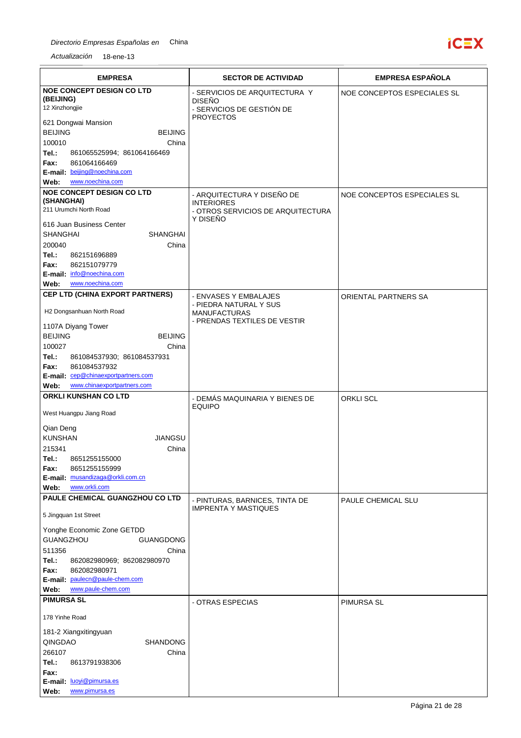| EMPRESA | SECTOR DE ACTIVIDAD | EMPRESA ESPAÑOLA |
|---|---|---|
| **NOE CONCEPT DESIGN CO LTD (BEIJING)**<br>12 Xinzhongjie<br>621 Dongwai Mansion<br>BEIJING BEIJING<br>100010 China<br>**Tel.:** 861065525994; 861064166469<br>**Fax:** 861064166469<br>**E-mail:** beijing@noechina.com<br>**Web:** www.noechina.com | - SERVICIOS DE ARQUITECTURA Y DISEÑO<br>- SERVICIOS DE GESTIÓN DE PROYECTOS | NOE CONCEPTOS ESPECIALES SL |
| **NOE CONCEPT DESIGN CO LTD (SHANGHAI)**<br>211 Urumchi North Road<br>616 Juan Business Center<br>SHANGHAI SHANGHAI<br>200040 China<br>**Tel.:** 862151696889<br>**Fax:** 862151079779<br>**E-mail:** info@noechina.com<br>**Web:** www.noechina.com | - ARQUITECTURA Y DISEÑO DE INTERIORES<br>- OTROS SERVICIOS DE ARQUITECTURA Y DISEÑO | NOE CONCEPTOS ESPECIALES SL |
| **CEP LTD (CHINA EXPORT PARTNERS)**<br>H2 Dongsanhuan North Road<br>1107A Diyang Tower<br>BEIJING BEIJING<br>100027 China<br>**Tel.:** 861084537930; 861084537931<br>**Fax:** 861084537932<br>**E-mail:** cep@chinaexportpartners.com<br>**Web:** www.chinaexportpartners.com | - ENVASES Y EMBALAJES<br>- PIEDRA NATURAL Y SUS MANUFACTURAS<br>- PRENDAS TEXTILES DE VESTIR | ORIENTAL PARTNERS SA |
| **ORKLI KUNSHAN CO LTD**<br>West Huangpu Jiang Road<br>Qian Deng<br>KUNSHAN JIANGSU<br>215341 China<br>**Tel.:** 8651255155000<br>**Fax:** 8651255155999<br>**E-mail:** musandizaga@orkli.com.cn<br>**Web:** www.orkli.com | - DEMÁS MAQUINARIA Y BIENES DE EQUIPO | ORKLI SCL |
| **PAULE CHEMICAL GUANGZHOU CO LTD**<br>5 Jingquan 1st Street<br>Yonghe Economic Zone GETDD<br>GUANGZHOU GUANGDONG<br>511356 China<br>**Tel.:** 862082980969; 862082980970<br>**Fax:** 862082980971<br>**E-mail:** paulecn@paule-chem.com<br>**Web:** www.paule-chem.com | - PINTURAS, BARNICES, TINTA DE IMPRENTA Y MASTIQUES | PAULE CHEMICAL SLU |
| **PIMURSA SL**<br>178 Yinhe Road<br>181-2 Xiangxitingyuan<br>QINGDAO SHANDONG<br>266107 China<br>**Tel.:** 8613791938306<br>**Fax:**<br>**E-mail:** luoyi@pimursa.es<br>**Web:** www.pimursa.es | - OTRAS ESPECIAS | PIMURSA SL |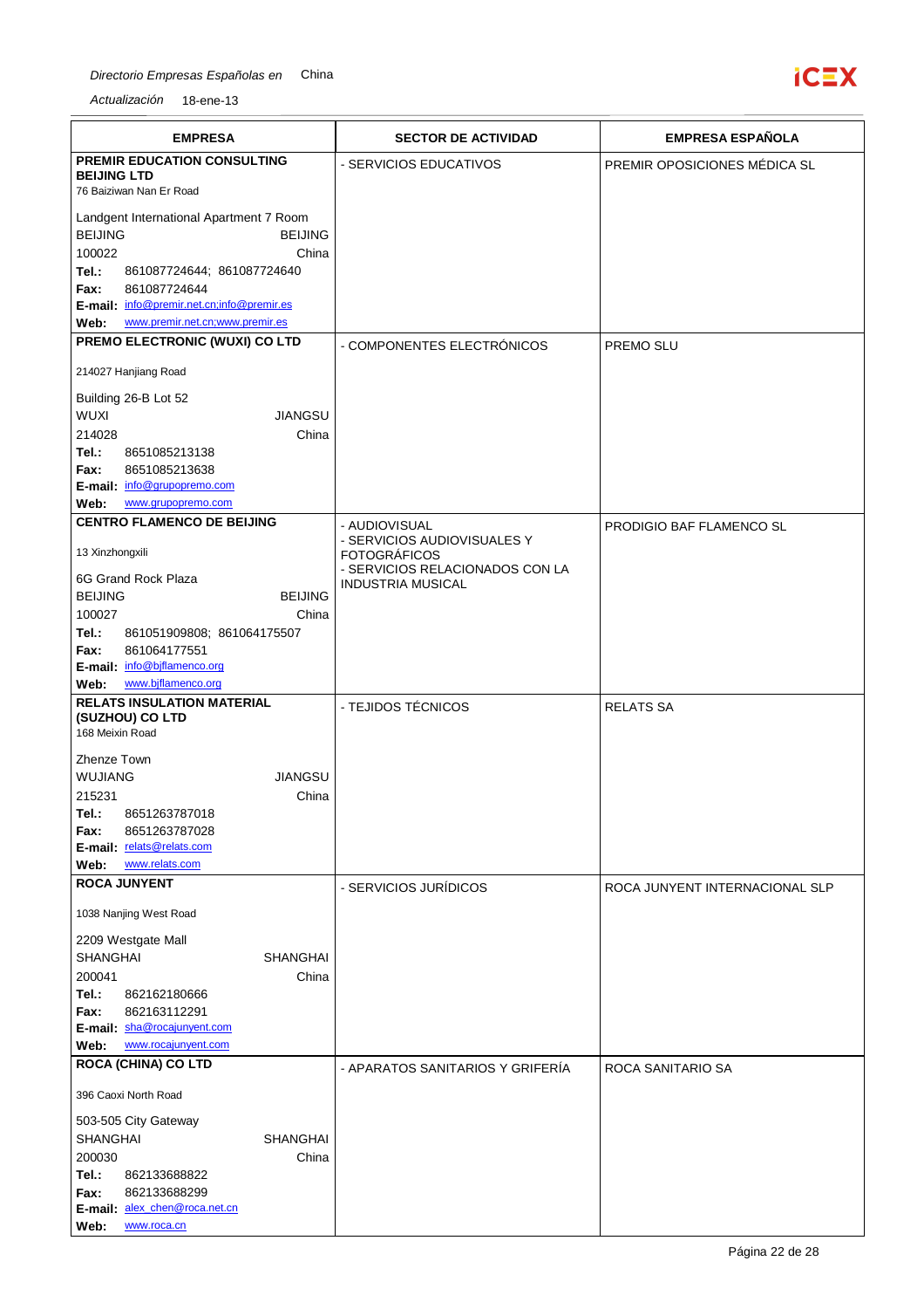| EMPRESA | SECTOR DE ACTIVIDAD | EMPRESA ESPAÑOLA |
|---|---|---|
| **PREMIR EDUCATION CONSULTING BEIJING LTD**<br>76 Baiziwan Nan Er Road<br>Landgent International Apartment 7 Room<br>BEIJING BEIJING<br>100022 China<br>**Tel.:** 861087724644; 861087724640<br>**Fax:** 861087724644<br>**E-mail:** info@premir.net.cn;info@premir.es<br>**Web:** www.premir.net.cn;www.premir.es | - SERVICIOS EDUCATIVOS | PREMIR OPOSICIONES MÉDICA SL |
| **PREMO ELECTRONIC (WUXI) CO LTD**<br>214027 Hanjiang Road<br>Building 26-B Lot 52<br>WUXI JIANGSU<br>214028 China<br>**Tel.:** 8651085213138<br>**Fax:** 8651085213638<br>**E-mail:** info@grupopremo.com<br>**Web:** www.grupopremo.com | - COMPONENTES ELECTRÓNICOS | PREMO SLU |
| **CENTRO FLAMENCO DE BEIJING**<br>13 Xinzhongxili<br>6G Grand Rock Plaza<br>BEIJING BEIJING<br>100027 China<br>**Tel.:** 861051909808; 861064175507<br>**Fax:** 861064177551<br>**E-mail:** info@bjflamenco.org<br>**Web:** www.bjflamenco.org | - AUDIOVISUAL<br>- SERVICIOS AUDIOVISUALES Y FOTOGRÁFICOS<br>- SERVICIOS RELACIONADOS CON LA INDUSTRIA MUSICAL | PRODIGIO BAF FLAMENCO SL |
| **RELATS INSULATION MATERIAL (SUZHOU) CO LTD**<br>168 Meixin Road<br>Zhenze Town<br>WUJIANG JIANGSU<br>215231 China<br>**Tel.:** 8651263787018<br>**Fax:** 8651263787028<br>**E-mail:** relats@relats.com<br>**Web:** www.relats.com | - TEJIDOS TÉCNICOS | RELATS SA |
| **ROCA JUNYENT**<br>1038 Nanjing West Road<br>2209 Westgate Mall<br>SHANGHAI SHANGHAI<br>200041 China<br>**Tel.:** 862162180666<br>**Fax:** 862163112291<br>**E-mail:** sha@rocajunyent.com<br>**Web:** www.rocajunyent.com | - SERVICIOS JURÍDICOS | ROCA JUNYENT INTERNACIONAL SLP |
| **ROCA (CHINA) CO LTD**<br>396 Caoxi North Road<br>503-505 City Gateway<br>SHANGHAI SHANGHAI<br>200030 China<br>**Tel.:** 862133688822<br>**Fax:** 862133688299<br>**E-mail:** alex_chen@roca.net.cn<br>**Web:** www.roca.cn | - APARATOS SANITARIOS Y GRIFERÍA | ROCA SANITARIO SA |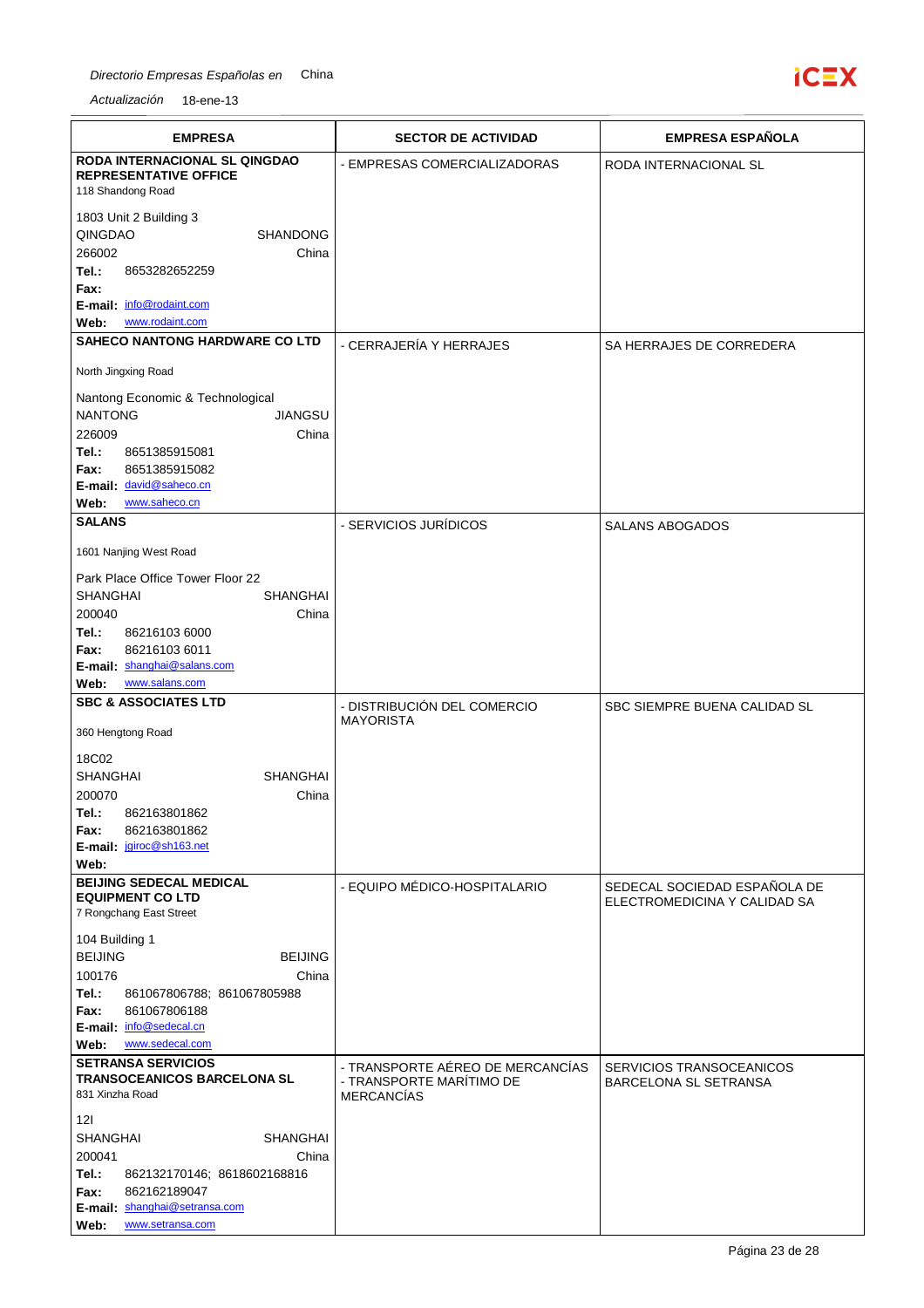| EMPRESA | SECTOR DE ACTIVIDAD | EMPRESA ESPAÑOLA |
|---|---|---|
| **RODA INTERNACIONAL SL QINGDAO REPRESENTATIVE OFFICE**<br>118 Shandong Road<br>1803 Unit 2 Building 3<br>QINGDAO SHANDONG<br>266002 China<br>**Tel.:** 8653282652259<br>**Fax:**<br>**E-mail:** info@rodaint.com<br>**Web:** www.rodaint.com | - EMPRESAS COMERCIALIZADORAS | RODA INTERNACIONAL SL |
| **SAHECO NANTONG HARDWARE CO LTD**<br>North Jingxing Road<br>Nantong Economic & Technological<br>NANTONG JIANGSU<br>226009 China<br>**Tel.:** 8651385915081<br>**Fax:** 8651385915082<br>**E-mail:** david@saheco.cn<br>**Web:** www.saheco.cn | - CERRAJERÍA Y HERRAJES | SA HERRAJES DE CORREDERA |
| **SALANS**<br>1601 Nanjing West Road<br>Park Place Office Tower Floor 22<br>SHANGHAI SHANGHAI<br>200040 China<br>**Tel.:** 86216103 6000<br>**Fax:** 86216103 6011<br>**E-mail:** shanghai@salans.com<br>**Web:** www.salans.com | - SERVICIOS JURÍDICOS | SALANS ABOGADOS |
| **SBC & ASSOCIATES LTD**<br>360 Hengtong Road<br>18C02<br>SHANGHAI SHANGHAI<br>200070 China<br>**Tel.:** 862163801862<br>**Fax:** 862163801862<br>**E-mail:** jgiroc@sh163.net<br>**Web:** | - DISTRIBUCIÓN DEL COMERCIO MAYORISTA | SBC SIEMPRE BUENA CALIDAD SL |
| **BEIJING SEDECAL MEDICAL EQUIPMENT CO LTD**<br>7 Rongchang East Street<br>104 Building 1<br>BEIJING BEIJING<br>100176 China<br>**Tel.:** 861067806788; 861067805988<br>**Fax:** 861067806188<br>**E-mail:** info@sedecal.cn<br>**Web:** www.sedecal.com | - EQUIPO MÉDICO-HOSPITALARIO | SEDECAL SOCIEDAD ESPAÑOLA DE ELECTROMEDICINA Y CALIDAD SA |
| **SETRANSA SERVICIOS TRANSOCEANICOS BARCELONA SL**<br>831 Xinzha Road<br>12I<br>SHANGHAI SHANGHAI<br>200041 China<br>**Tel.:** 862132170146; 8618602168816<br>**Fax:** 862162189047<br>**E-mail:** shanghai@setransa.com<br>**Web:** www.setransa.com | - TRANSPORTE AÉREO DE MERCANCÍAS<br>- TRANSPORTE MARÍTIMO DE MERCANCÍAS | SERVICIOS TRANSOCEANICOS BARCELONA SL SETRANSA |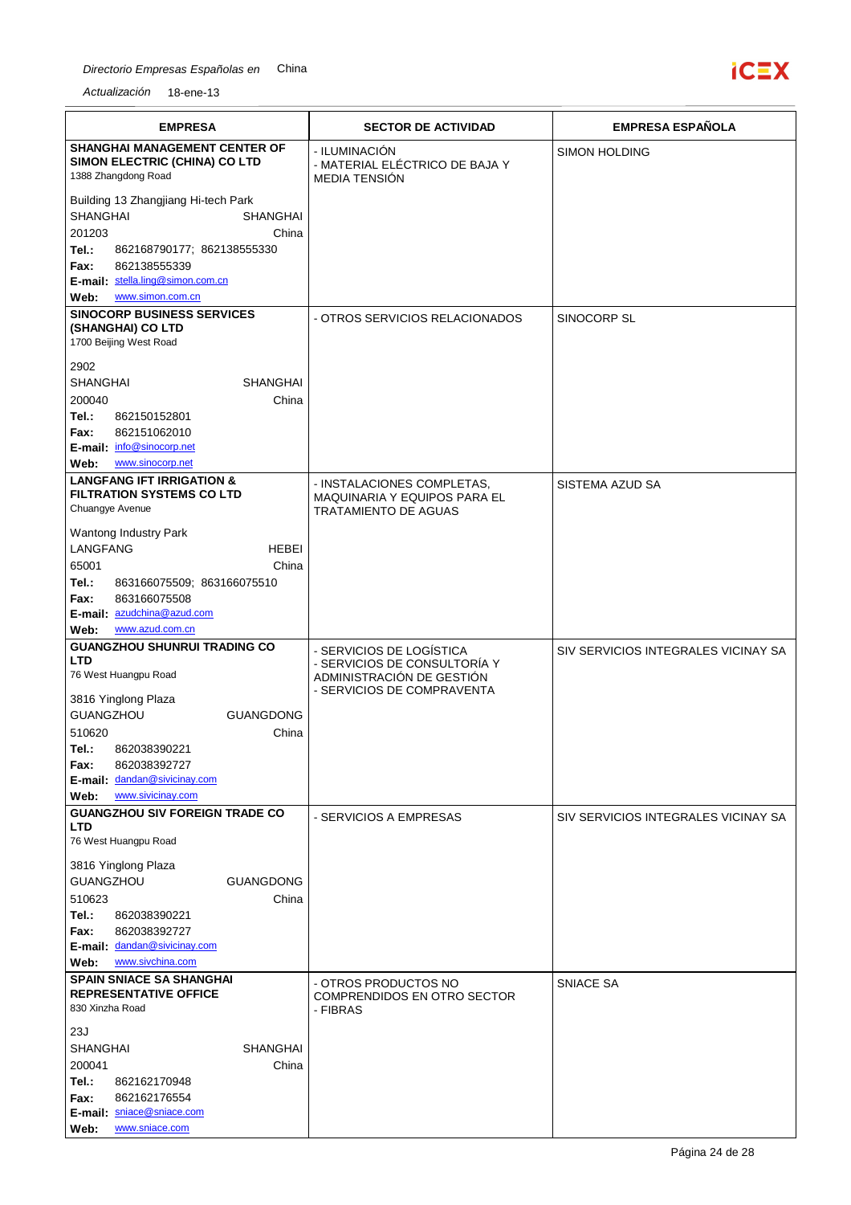| EMPRESA | SECTOR DE ACTIVIDAD | EMPRESA ESPAÑOLA |
| --- | --- | --- |
| **SHANGHAI MANAGEMENT CENTER OF SIMON ELECTRIC (CHINA) CO LTD**<br>1388 Zhangdong Road<br>Building 13 Zhangjiang Hi-tech Park<br>SHANGHAI SHANGHAI<br>201203 China<br>**Tel.:** 862168790177; 862138555330<br>**Fax:** 862138555339<br>**E-mail:** stella.ling@simon.com.cn<br>**Web:** www.simon.com.cn | - ILUMINACIÓN<br>- MATERIAL ELÉCTRICO DE BAJA Y MEDIA TENSIÓN | SIMON HOLDING |
| **SINOCORP BUSINESS SERVICES (SHANGHAI) CO LTD**<br>1700 Beijing West Road<br>2902<br>SHANGHAI SHANGHAI<br>200040 China<br>**Tel.:** 862150152801<br>**Fax:** 862151062010<br>**E-mail:** info@sinocorp.net<br>**Web:** www.sinocorp.net | - OTROS SERVICIOS RELACIONADOS | SINOCORP SL |
| **LANGFANG IFT IRRIGATION & FILTRATION SYSTEMS CO LTD**<br>Chuangye Avenue<br>Wantong Industry Park<br>LANGFANG HEBEI<br>65001 China<br>**Tel.:** 863166075509; 863166075510<br>**Fax:** 863166075508<br>**E-mail:** azudchina@azud.com<br>**Web:** www.azud.com.cn | - INSTALACIONES COMPLETAS, MAQUINARIA Y EQUIPOS PARA EL TRATAMIENTO DE AGUAS | SISTEMA AZUD SA |
| **GUANGZHOU SHUNRUI TRADING CO LTD**<br>76 West Huangpu Road<br>3816 Yinglong Plaza<br>GUANGZHOU GUANGDONG<br>510620 China<br>**Tel.:** 862038390221<br>**Fax:** 862038392727<br>**E-mail:** dandan@sivicinay.com<br>**Web:** www.sivicinay.com | - SERVICIOS DE LOGÍSTICA<br>- SERVICIOS DE CONSULTORÍA Y ADMINISTRACIÓN DE GESTIÓN<br>- SERVICIOS DE COMPRAVENTA | SIV SERVICIOS INTEGRALES VICINAY SA |
| **GUANGZHOU SIV FOREIGN TRADE CO LTD**<br>76 West Huangpu Road<br>3816 Yinglong Plaza<br>GUANGZHOU GUANGDONG<br>510623 China<br>**Tel.:** 862038390221<br>**Fax:** 862038392727<br>**E-mail:** dandan@sivicinay.com<br>**Web:** www.sivchina.com | - SERVICIOS A EMPRESAS | SIV SERVICIOS INTEGRALES VICINAY SA |
| **SPAIN SNIACE SA SHANGHAI REPRESENTATIVE OFFICE**<br>830 Xinzha Road<br>23J<br>SHANGHAI SHANGHAI<br>200041 China<br>**Tel.:** 862162170948<br>**Fax:** 862162176554<br>**E-mail:** sniace@sniace.com<br>**Web:** www.sniace.com | - OTROS PRODUCTOS NO COMPRENDIDOS EN OTRO SECTOR<br>- FIBRAS | SNIACE SA |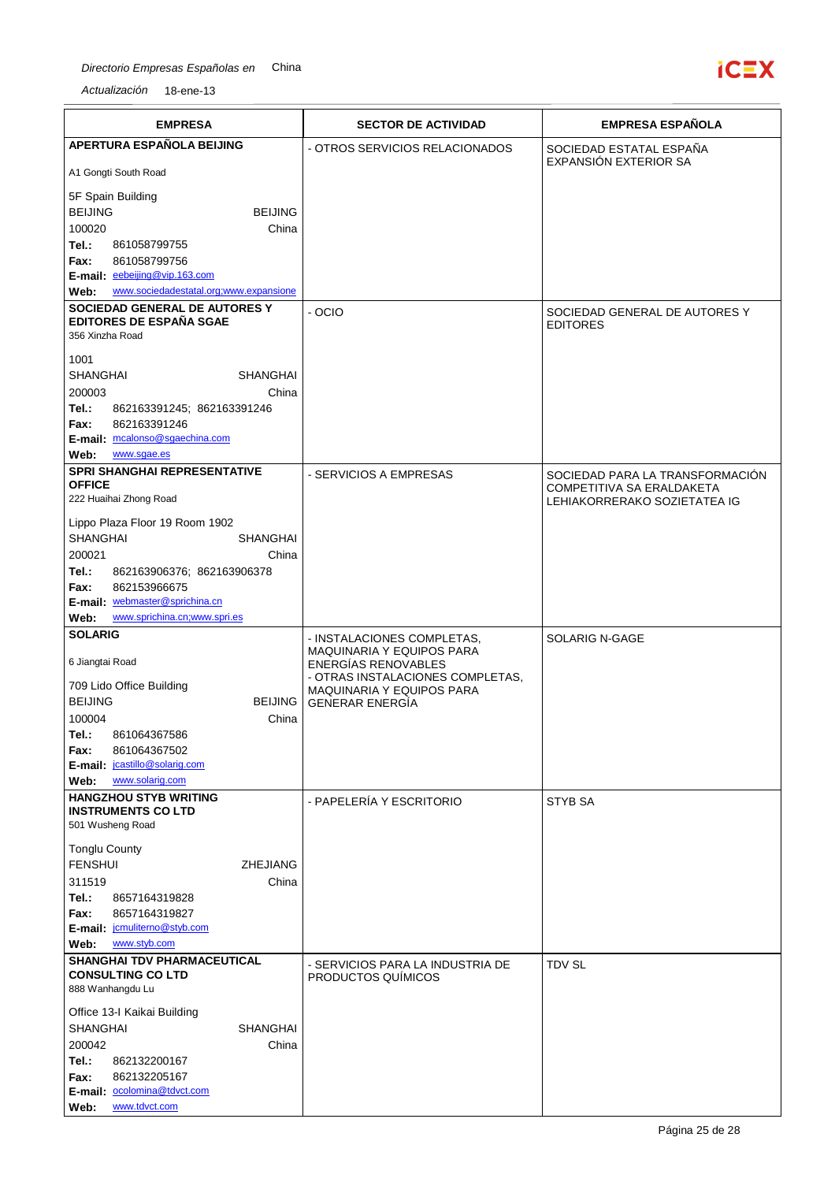| EMPRESA | SECTOR DE ACTIVIDAD | EMPRESA ESPAÑOLA |
|---|---|---|
| **APERTURA ESPAÑOLA BEIJING**<br>A1 Gongti South Road<br>5F Spain Building<br>BEIJING BEIJING<br>100020 China<br>**Tel.:** 861058799755<br>**Fax:** 861058799756<br>**E-mail:** eebeijing@vip.163.com<br>**Web:** www.sociedadestatal.org;www.expansione | - OTROS SERVICIOS RELACIONADOS | SOCIEDAD ESTATAL ESPAÑA EXPANSIÓN EXTERIOR SA |
| **SOCIEDAD GENERAL DE AUTORES Y EDITORES DE ESPAÑA SGAE**<br>356 Xinzha Road<br>1001<br>SHANGHAI SHANGHAI<br>200003 China<br>**Tel.:** 862163391245; 862163391246<br>**Fax:** 862163391246<br>**E-mail:** mcalonso@sgaechina.com<br>**Web:** www.sgae.es | - OCIO | SOCIEDAD GENERAL DE AUTORES Y EDITORES |
| **SPRI SHANGHAI REPRESENTATIVE OFFICE**<br>222 Huaihai Zhong Road<br>Lippo Plaza Floor 19 Room 1902<br>SHANGHAI SHANGHAI<br>200021 China<br>**Tel.:** 862163906376; 862163906378<br>**Fax:** 862153966675<br>**E-mail:** webmaster@sprichina.cn<br>**Web:** www.sprichina.cn;www.spri.es | - SERVICIOS A EMPRESAS | SOCIEDAD PARA LA TRANSFORMACIÓN COMPETITIVA SA ERALDAKETA LEHIAKORRERAKO SOZIETATEA IG |
| **SOLARIG**<br>6 Jiangtai Road<br>709 Lido Office Building<br>BEIJING BEIJING<br>100004 China<br>**Tel.:** 861064367586<br>**Fax:** 861064367502<br>**E-mail:** jcastillo@solarig.com<br>**Web:** www.solarig.com | - INSTALACIONES COMPLETAS, MAQUINARIA Y EQUIPOS PARA ENERGÍAS RENOVABLES<br>- OTRAS INSTALACIONES COMPLETAS, MAQUINARIA Y EQUIPOS PARA GENERAR ENERGÍA | SOLARIG N-GAGE |
| **HANGZHOU STYB WRITING INSTRUMENTS CO LTD**<br>501 Wusheng Road<br>Tonglu County<br>FENSHUI ZHEJIANG<br>311519 China<br>**Tel.:** 8657164319828<br>**Fax:** 8657164319827<br>**E-mail:** jcmuliterno@styb.com<br>**Web:** www.styb.com | - PAPELERÍA Y ESCRITORIO | STYB SA |
| **SHANGHAI TDV PHARMACEUTICAL CONSULTING CO LTD**<br>888 Wanhangdu Lu<br>Office 13-I Kaikai Building<br>SHANGHAI SHANGHAI<br>200042 China<br>**Tel.:** 862132200167<br>**Fax:** 862132205167<br>**E-mail:** ocolomina@tdvct.com<br>**Web:** www.tdvct.com | - SERVICIOS PARA LA INDUSTRIA DE PRODUCTOS QUÍMICOS | TDV SL |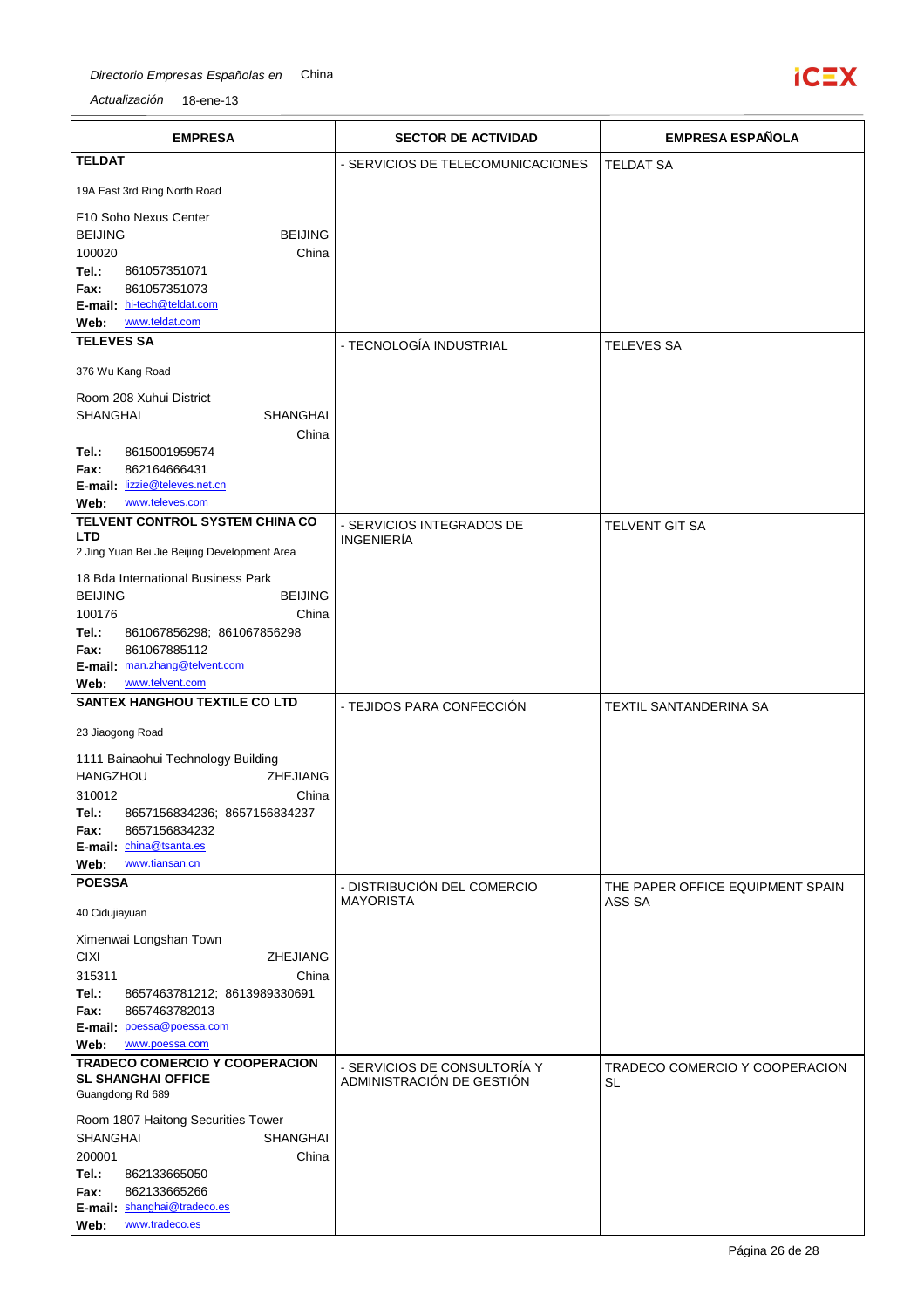| EMPRESA | SECTOR DE ACTIVIDAD | EMPRESA ESPAÑOLA |
|---|---|---|
| **TELDAT**<br>19A East 3rd Ring North Road<br>F10 Soho Nexus Center<br>BEIJING BEIJING<br>100020 China<br>**Tel.:** 861057351071<br>**Fax:** 861057351073<br>**E-mail:** hi-tech@teldat.com<br>**Web:** www.teldat.com | - SERVICIOS DE TELECOMUNICACIONES | TELDAT SA |
| **TELEVES SA**<br>376 Wu Kang Road<br>Room 208 Xuhui District<br>SHANGHAI SHANGHAI<br>China<br>**Tel.:** 8615001959574<br>**Fax:** 862164666431<br>**E-mail:** lizzie@televes.net.cn<br>**Web:** www.televes.com | - TECNOLOGÍA INDUSTRIAL | TELEVES SA |
| **TELVENT CONTROL SYSTEM CHINA CO LTD**<br>2 Jing Yuan Bei Jie Beijing Development Area<br>18 Bda International Business Park<br>BEIJING BEIJING<br>100176 China<br>**Tel.:** 861067856298; 861067856298<br>**Fax:** 861067885112<br>**E-mail:** man.zhang@telvent.com<br>**Web:** www.telvent.com | - SERVICIOS INTEGRADOS DE INGENIERÍA | TELVENT GIT SA |
| **SANTEX HANGHOU TEXTILE CO LTD**<br>23 Jiaogong Road<br>1111 Bainaohui Technology Building<br>HANGZHOU ZHEJIANG<br>310012 China<br>**Tel.:** 8657156834236; 8657156834237<br>**Fax:** 8657156834232<br>**E-mail:** china@tsanta.es<br>**Web:** www.tiansan.cn | - TEJIDOS PARA CONFECCIÓN | TEXTIL SANTANDERINA SA |
| **POESSA**<br>40 Cidujiayuan<br>Ximenwai Longshan Town<br>CIXI ZHEJIANG<br>315311 China<br>**Tel.:** 8657463781212; 8613989330691<br>**Fax:** 8657463782013<br>**E-mail:** poessa@poessa.com<br>**Web:** www.poessa.com | - DISTRIBUCIÓN DEL COMERCIO MAYORISTA | THE PAPER OFFICE EQUIPMENT SPAIN ASS SA |
| **TRADECO COMERCIO Y COOPERACION SL SHANGHAI OFFICE**<br>Guangdong Rd 689<br>Room 1807 Haitong Securities Tower<br>SHANGHAI SHANGHAI<br>200001 China<br>**Tel.:** 862133665050<br>**Fax:** 862133665266<br>**E-mail:** shanghai@tradeco.es<br>**Web:** www.tradeco.es | - SERVICIOS DE CONSULTORÍA Y ADMINISTRACIÓN DE GESTIÓN | TRADECO COMERCIO Y COOPERACION SL |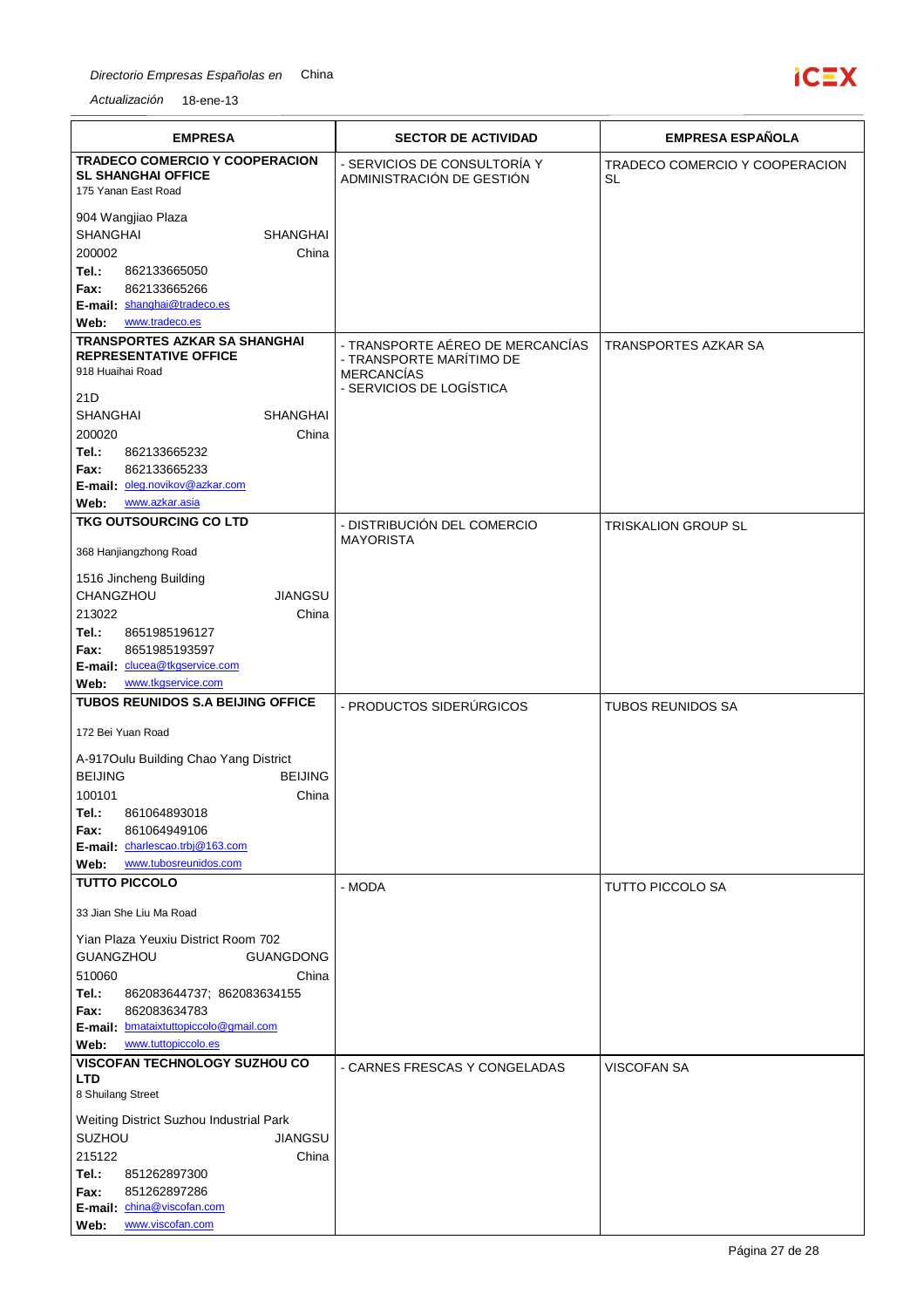*Directorio Empresas Españolas en* China

*Actualización* 18-ene-13

| EMPRESA | SECTOR DE ACTIVIDAD | EMPRESA ESPAÑOLA |
|---|---|---|
| **TRADECO COMERCIO Y COOPERACION SL SHANGHAI OFFICE**<br>175 Yanan East Road<br><br>904 Wangjiao Plaza<br>SHANGHAI SHANGHAI<br>200002 China<br>**Tel.:** 862133665050<br>**Fax:** 862133665266<br>**E-mail:** shanghai@tradeco.es<br>**Web:** www.tradeco.es | - SERVICIOS DE CONSULTORÍA Y ADMINISTRACIÓN DE GESTIÓN | TRADECO COMERCIO Y COOPERACION SL |
| **TRANSPORTES AZKAR SA SHANGHAI REPRESENTATIVE OFFICE**<br>918 Huaihai Road<br><br>21D<br>SHANGHAI SHANGHAI<br>200020 China<br>**Tel.:** 862133665232<br>**Fax:** 862133665233<br>**E-mail:** oleg.novikov@azkar.com<br>**Web:** www.azkar.asia | - TRANSPORTE AÉREO DE MERCANCÍAS<br>- TRANSPORTE MARÍTIMO DE MERCANCÍAS<br>- SERVICIOS DE LOGÍSTICA | TRANSPORTES AZKAR SA |
| **TKG OUTSOURCING CO LTD**<br><br>368 Hanjiangzhong Road<br><br>1516 Jincheng Building<br>CHANGZHOU JIANGSU<br>213022 China<br>**Tel.:** 8651985196127<br>**Fax:** 8651985193597<br>**E-mail:** clucea@tkgservice.com<br>**Web:** www.tkgservice.com | - DISTRIBUCIÓN DEL COMERCIO MAYORISTA | TRISKALION GROUP SL |
| **TUBOS REUNIDOS S.A BEIJING OFFICE**<br><br>172 Bei Yuan Road<br><br>A-917Oulu Building Chao Yang District<br>BEIJING BEIJING<br>100101 China<br>**Tel.:** 861064893018<br>**Fax:** 861064949106<br>**E-mail:** charlescao.trbj@163.com<br>**Web:** www.tubosreunidos.com | - PRODUCTOS SIDERÚRGICOS | TUBOS REUNIDOS SA |
| **TUTTO PICCOLO**<br><br>33 Jian She Liu Ma Road<br><br>Yian Plaza Yeuxiu District Room 702<br>GUANGZHOU GUANGDONG<br>510060 China<br>**Tel.:** 862083644737; 862083634155<br>**Fax:** 862083634783<br>**E-mail:** bmataixtuttopiccolo@gmail.com<br>**Web:** www.tuttopiccolo.es | - MODA | TUTTO PICCOLO SA |
| **VISCOFAN TECHNOLOGY SUZHOU CO LTD**<br>8 Shuilang Street<br><br>Weiting District Suzhou Industrial Park<br>SUZHOU JIANGSU<br>215122 China<br>**Tel.:** 851262897300<br>**Fax:** 851262897286<br>**E-mail:** china@viscofan.com<br>**Web:** www.viscofan.com | - CARNES FRESCAS Y CONGELADAS | VISCOFAN SA |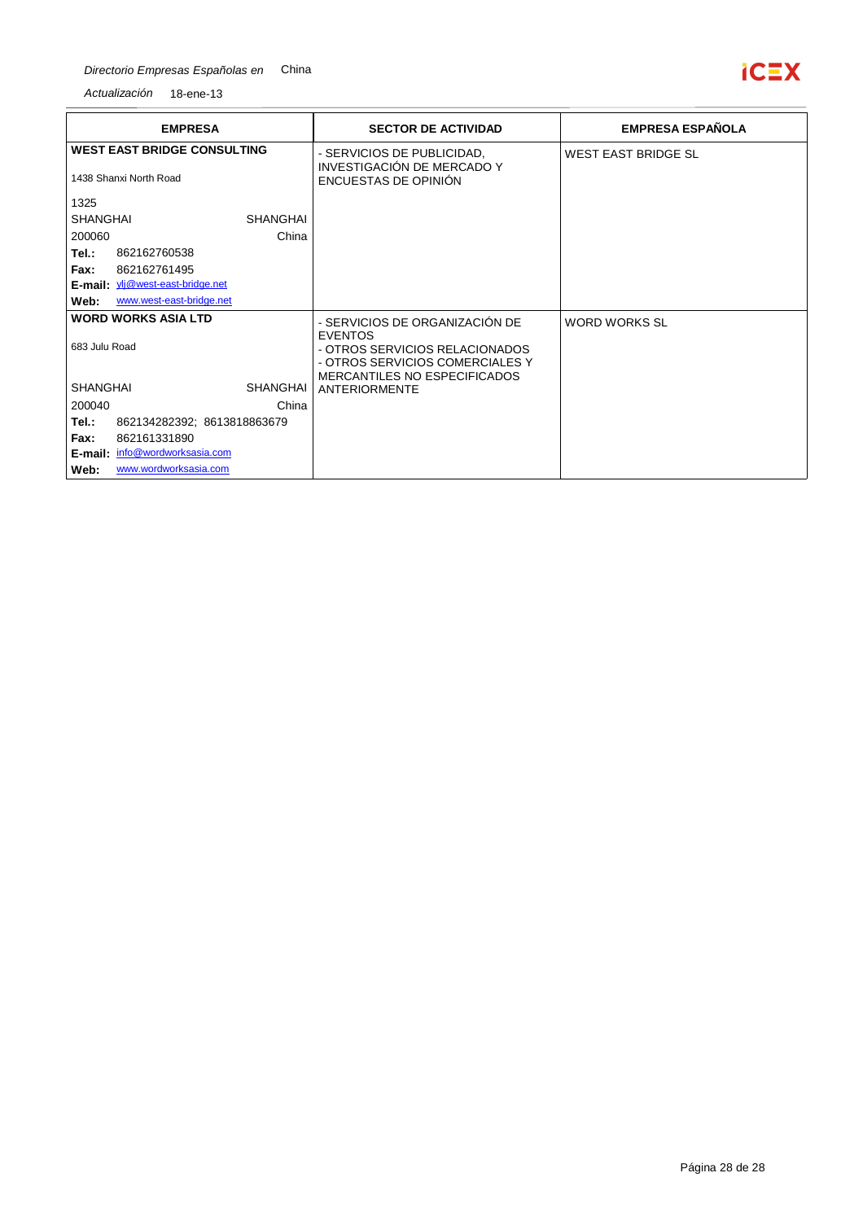| EMPRESA | SECTOR DE ACTIVIDAD | EMPRESA ESPAÑOLA |
|---|---|---|
| **WEST EAST BRIDGE CONSULTING**<br>1438 Shanxi North Road<br>1325<br>SHANGHAI SHANGHAI<br>200060 China<br>**Tel.:** 862162760538<br>**Fax:** 862162761495<br>**E-mail:** ylj@west-east-bridge.net<br>**Web:** www.west-east-bridge.net | - SERVICIOS DE PUBLICIDAD, INVESTIGACIÓN DE MERCADO Y ENCUESTAS DE OPINIÓN | WEST EAST BRIDGE SL |
| **WORD WORKS ASIA LTD**<br>683 Julu Road<br>SHANGHAI SHANGHAI<br>200040 China<br>**Tel.:** 862134282392; 8613818863679<br>**Fax:** 862161331890<br>**E-mail:** info@wordworksasia.com<br>**Web:** www.wordworksasia.com | - SERVICIOS DE ORGANIZACIÓN DE EVENTOS<br>- OTROS SERVICIOS RELACIONADOS<br>- OTROS SERVICIOS COMERCIALES Y MERCANTILES NO ESPECIFICADOS ANTERIORMENTE | WORD WORKS SL |